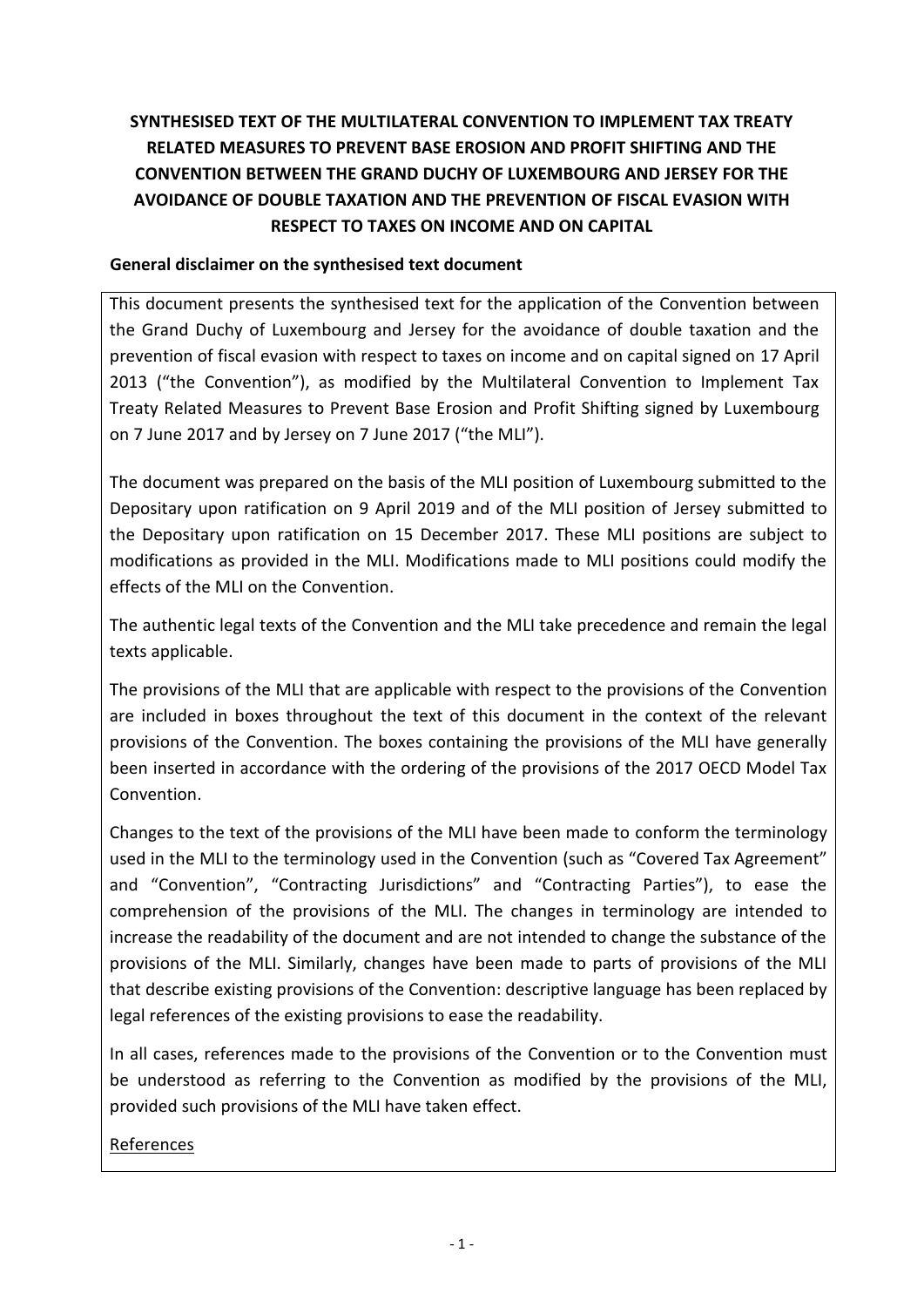# SYNTHESISED TEXT OF THE MULTILATERAL CONVENTION TO IMPLEMENT TAX TREATY RELATED MEASURES TO PREVENT BASE EROSION AND PROFIT SHIFTING AND THE CONVENTION BETWEEN THE GRAND DUCHY OF LUXEMBOURG AND JERSEY FOR THE AVOIDANCE OF DOUBLE TAXATION AND THE PREVENTION OF FISCAL EVASION WITH RESPECT TO TAXES ON INCOME AND ON CAPITAL

## General disclaimer on the synthesised text document

This document presents the synthesised text for the application of the Convention between the Grand Duchy of Luxembourg and Jersey for the avoidance of double taxation and the prevention of fiscal evasion with respect to taxes on income and on capital signed on 17 April 2013 ("the Convention"), as modified by the Multilateral Convention to Implement Tax Treaty Related Measures to Prevent Base Erosion and Profit Shifting signed by Luxembourg on 7 June 2017 and by Jersey on 7 June 2017 ("the MLI").

The document was prepared on the basis of the MLI position of Luxembourg submitted to the Depositary upon ratification on 9 April 2019 and of the MLI position of Jersey submitted to the Depositary upon ratification on 15 December 2017. These MLI positions are subject to modifications as provided in the MLI. Modifications made to MLI positions could modify the effects of the MLI on the Convention.

The authentic legal texts of the Convention and the MLI take precedence and remain the legal texts applicable.

The provisions of the MLI that are applicable with respect to the provisions of the Convention are included in boxes throughout the text of this document in the context of the relevant provisions of the Convention. The boxes containing the provisions of the MLI have generally been inserted in accordance with the ordering of the provisions of the 2017 OECD Model Tax Convention.

Changes to the text of the provisions of the MLI have been made to conform the terminology used in the MLI to the terminology used in the Convention (such as "Covered Tax Agreement" and "Convention", "Contracting Jurisdictions" and "Contracting Parties"), to ease the comprehension of the provisions of the MLI. The changes in terminology are intended to increase the readability of the document and are not intended to change the substance of the provisions of the MLI. Similarly, changes have been made to parts of provisions of the MLI that describe existing provisions of the Convention: descriptive language has been replaced by legal references of the existing provisions to ease the readability.

In all cases, references made to the provisions of the Convention or to the Convention must be understood as referring to the Convention as modified by the provisions of the MLI, provided such provisions of the MLI have taken effect.

References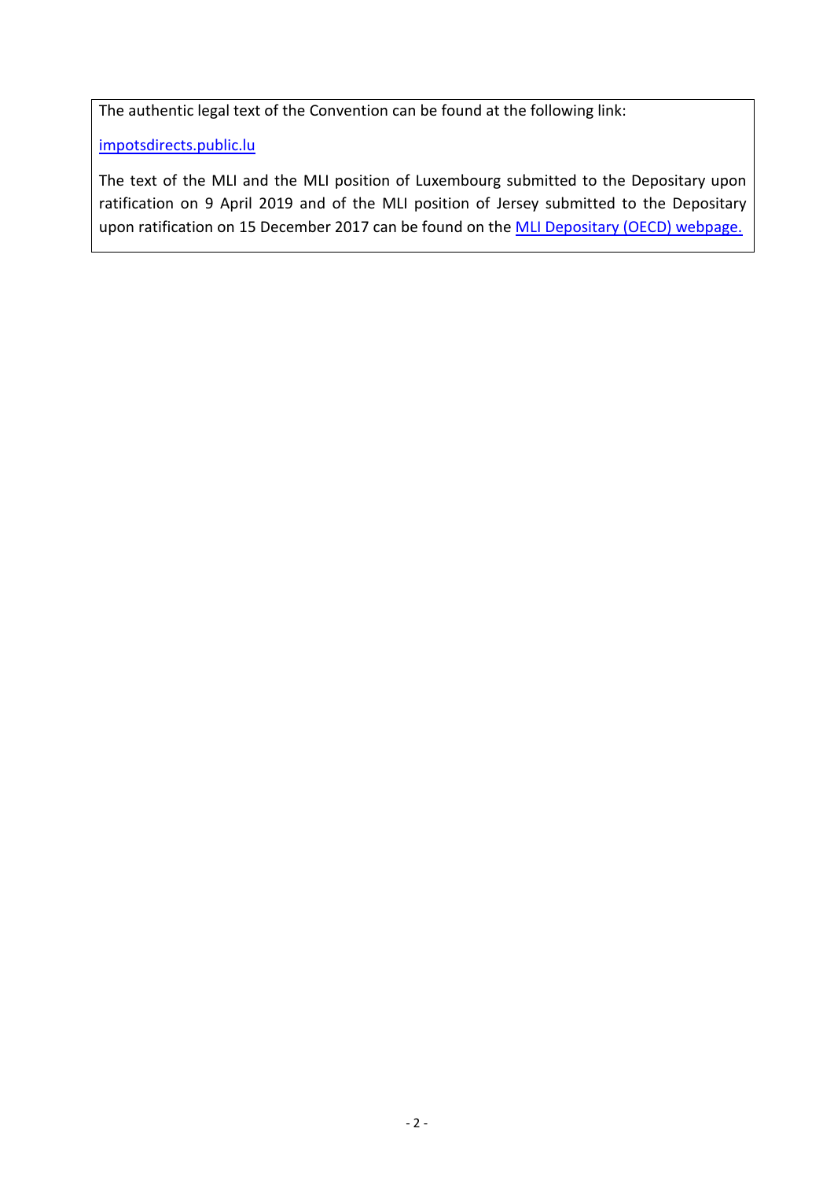The authentic legal text of the Convention can be found at the following link:

impotsdirects.public.lu

The text of the MLI and the MLI position of Luxembourg submitted to the Depositary upon ratification on 9 April 2019 and of the MLI position of Jersey submitted to the Depositary upon ratification on 15 December 2017 can be found on the MLI Depositary (OECD) webpage.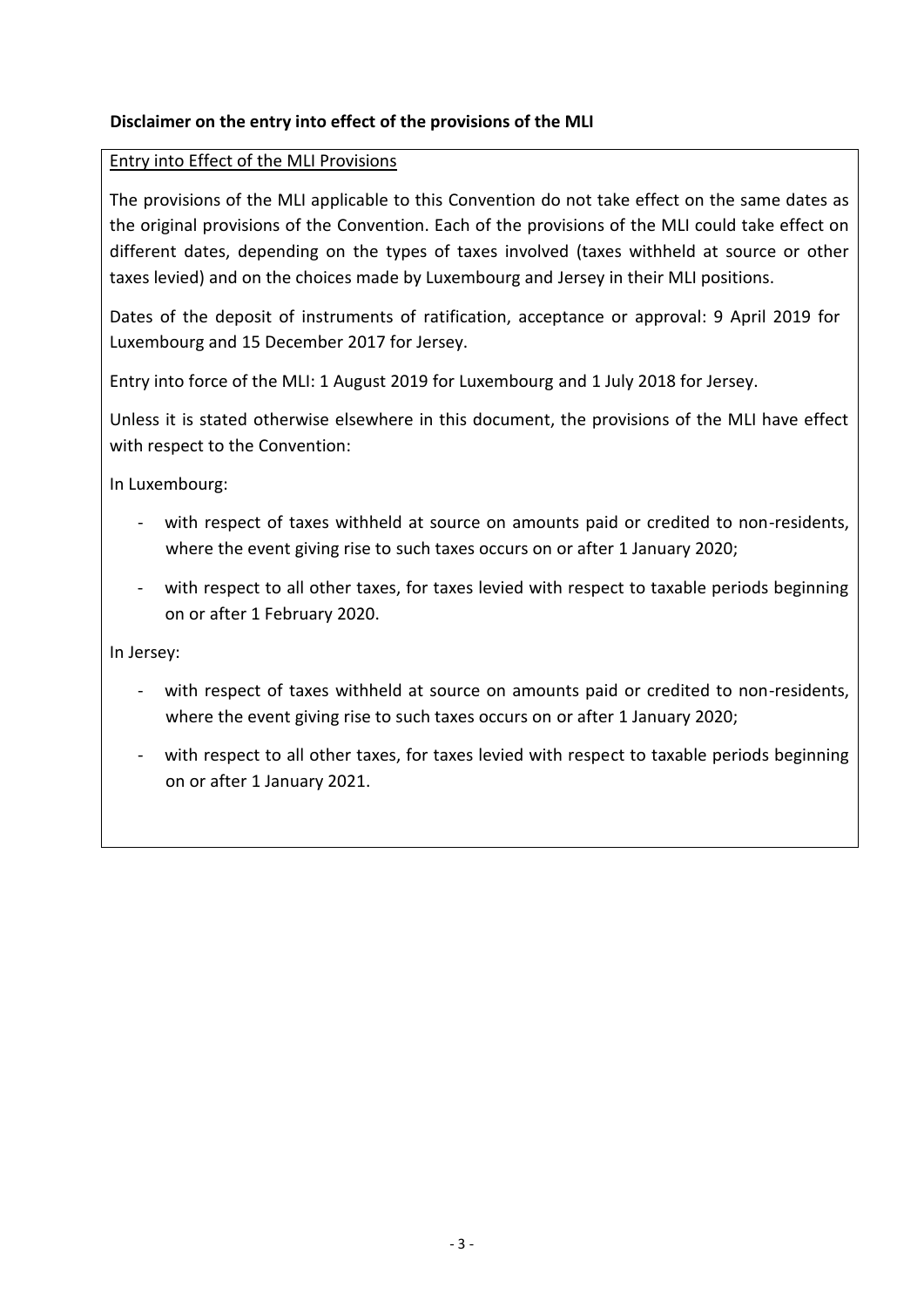**Disclaimer on the entry into effect of the provisions of the MLI**

<u>Entry into Effect of the MLI Provisions</u>

The provisions of the MLI applicable to this Convention do not take effect on the same dates as the original provisions of the Convention. Each of the provisions of the MLI could take effect on different dates, depending on the types of taxes involved (taxes withheld at source or other taxes levied) and on the choices made by Luxembourg and Jersey in their MLI positions.

Dates of the deposit of instruments of ratification, acceptance or approval: 9 April 2019 for Luxembourg and 15 December 2017 for Jersey.

Entry into force of the MLI: 1 August 2019 for Luxembourg and 1 July 2018 for Jersey.

Unless it is stated otherwise elsewhere in this document, the provisions of the MLI have effect with respect to the Convention:

In Luxembourg:

- with respect of taxes withheld at source on amounts paid or credited to non-residents, where the event giving rise to such taxes occurs on or after 1 January 2020;
- with respect to all other taxes, for taxes levied with respect to taxable periods beginning on or after 1 February 2020.

In Jersey:

- with respect of taxes withheld at source on amounts paid or credited to non-residents, where the event giving rise to such taxes occurs on or after 1 January 2020;
- with respect to all other taxes, for taxes levied with respect to taxable periods beginning on or after 1 January 2021.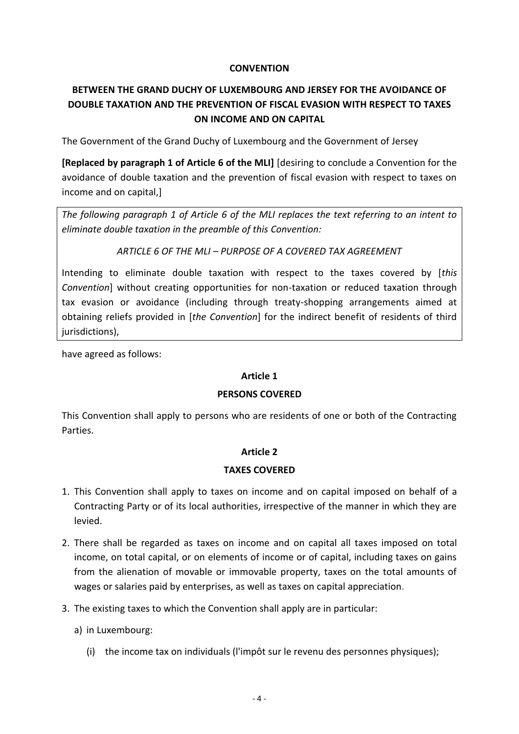**CONVENTION**

**BETWEEN THE GRAND DUCHY OF LUXEMBOURG AND JERSEY FOR THE AVOIDANCE OF DOUBLE TAXATION AND THE PREVENTION OF FISCAL EVASION WITH RESPECT TO TAXES ON INCOME AND ON CAPITAL**

The Government of the Grand Duchy of Luxembourg and the Government of Jersey

**[Replaced by paragraph 1 of Article 6 of the MLI]** [desiring to conclude a Convention for the avoidance of double taxation and the prevention of fiscal evasion with respect to taxes on income and on capital,]

*The following paragraph 1 of Article 6 of the MLI replaces the text referring to an intent to eliminate double taxation in the preamble of this Convention:*

*ARTICLE 6 OF THE MLI – PURPOSE OF A COVERED TAX AGREEMENT*

Intending to eliminate double taxation with respect to the taxes covered by [*this Convention*] without creating opportunities for non-taxation or reduced taxation through tax evasion or avoidance (including through treaty-shopping arrangements aimed at obtaining reliefs provided in [*the Convention*] for the indirect benefit of residents of third jurisdictions),

have agreed as follows:

**Article 1**

**PERSONS COVERED**

This Convention shall apply to persons who are residents of one or both of the Contracting Parties.

**Article 2**

**TAXES COVERED**

1. This Convention shall apply to taxes on income and on capital imposed on behalf of a Contracting Party or of its local authorities, irrespective of the manner in which they are levied.
2. There shall be regarded as taxes on income and on capital all taxes imposed on total income, on total capital, or on elements of income or of capital, including taxes on gains from the alienation of movable or immovable property, taxes on the total amounts of wages or salaries paid by enterprises, as well as taxes on capital appreciation.
3. The existing taxes to which the Convention shall apply are in particular:
   a) in Luxembourg:
      (i) the income tax on individuals (l'impôt sur le revenu des personnes physiques);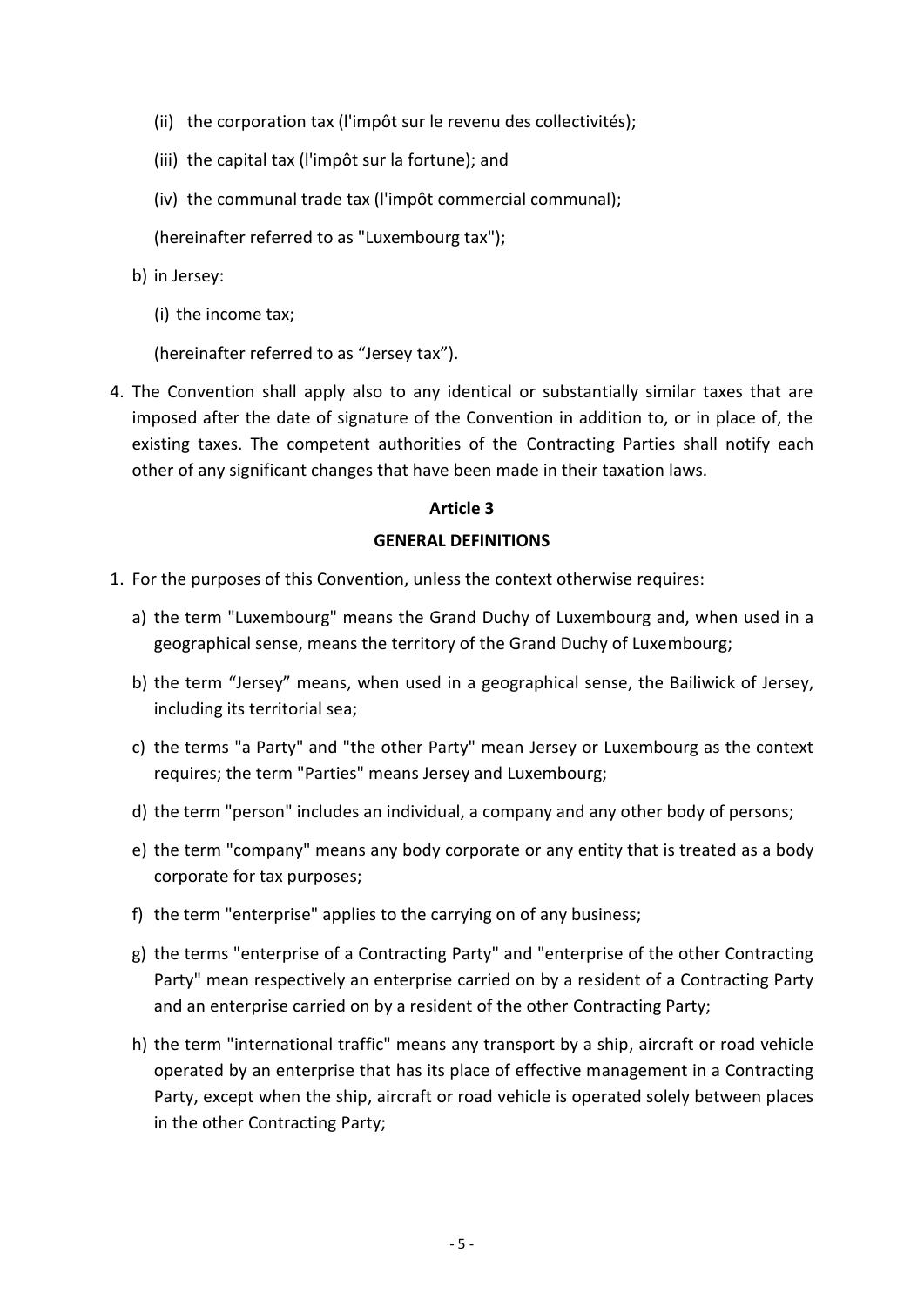(ii) the corporation tax (l'impôt sur le revenu des collectivités);

(iii) the capital tax (l'impôt sur la fortune); and

(iv) the communal trade tax (l'impôt commercial communal);

(hereinafter referred to as "Luxembourg tax");

b) in Jersey:

(i) the income tax;

(hereinafter referred to as “Jersey tax”).

4. The Convention shall apply also to any identical or substantially similar taxes that are imposed after the date of signature of the Convention in addition to, or in place of, the existing taxes. The competent authorities of the Contracting Parties shall notify each other of any significant changes that have been made in their taxation laws.

## Article 3

## GENERAL DEFINITIONS

1. For the purposes of this Convention, unless the context otherwise requires:

   a) the term "Luxembourg" means the Grand Duchy of Luxembourg and, when used in a geographical sense, means the territory of the Grand Duchy of Luxembourg;

   b) the term “Jersey” means, when used in a geographical sense, the Bailiwick of Jersey, including its territorial sea;

   c) the terms "a Party" and "the other Party" mean Jersey or Luxembourg as the context requires; the term "Parties" means Jersey and Luxembourg;

   d) the term "person" includes an individual, a company and any other body of persons;

   e) the term "company" means any body corporate or any entity that is treated as a body corporate for tax purposes;

   f) the term "enterprise" applies to the carrying on of any business;

   g) the terms "enterprise of a Contracting Party" and "enterprise of the other Contracting Party" mean respectively an enterprise carried on by a resident of a Contracting Party and an enterprise carried on by a resident of the other Contracting Party;

   h) the term "international traffic" means any transport by a ship, aircraft or road vehicle operated by an enterprise that has its place of effective management in a Contracting Party, except when the ship, aircraft or road vehicle is operated solely between places in the other Contracting Party;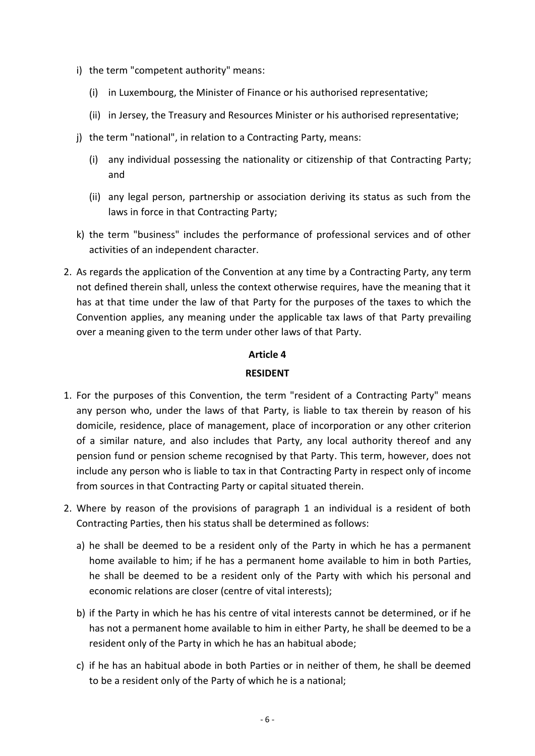i) the term "competent authority" means:

   (i) in Luxembourg, the Minister of Finance or his authorised representative;

   (ii) in Jersey, the Treasury and Resources Minister or his authorised representative;

j) the term "national", in relation to a Contracting Party, means:

   (i) any individual possessing the nationality or citizenship of that Contracting Party; and

   (ii) any legal person, partnership or association deriving its status as such from the laws in force in that Contracting Party;

k) the term "business" includes the performance of professional services and of other activities of an independent character.

2. As regards the application of the Convention at any time by a Contracting Party, any term not defined therein shall, unless the context otherwise requires, have the meaning that it has at that time under the law of that Party for the purposes of the taxes to which the Convention applies, any meaning under the applicable tax laws of that Party prevailing over a meaning given to the term under other laws of that Party.

**Article 4**

**RESIDENT**

1. For the purposes of this Convention, the term "resident of a Contracting Party" means any person who, under the laws of that Party, is liable to tax therein by reason of his domicile, residence, place of management, place of incorporation or any other criterion of a similar nature, and also includes that Party, any local authority thereof and any pension fund or pension scheme recognised by that Party. This term, however, does not include any person who is liable to tax in that Contracting Party in respect only of income from sources in that Contracting Party or capital situated therein.

2. Where by reason of the provisions of paragraph 1 an individual is a resident of both Contracting Parties, then his status shall be determined as follows:

   a) he shall be deemed to be a resident only of the Party in which he has a permanent home available to him; if he has a permanent home available to him in both Parties, he shall be deemed to be a resident only of the Party with which his personal and economic relations are closer (centre of vital interests);

   b) if the Party in which he has his centre of vital interests cannot be determined, or if he has not a permanent home available to him in either Party, he shall be deemed to be a resident only of the Party in which he has an habitual abode;

   c) if he has an habitual abode in both Parties or in neither of them, he shall be deemed to be a resident only of the Party of which he is a national;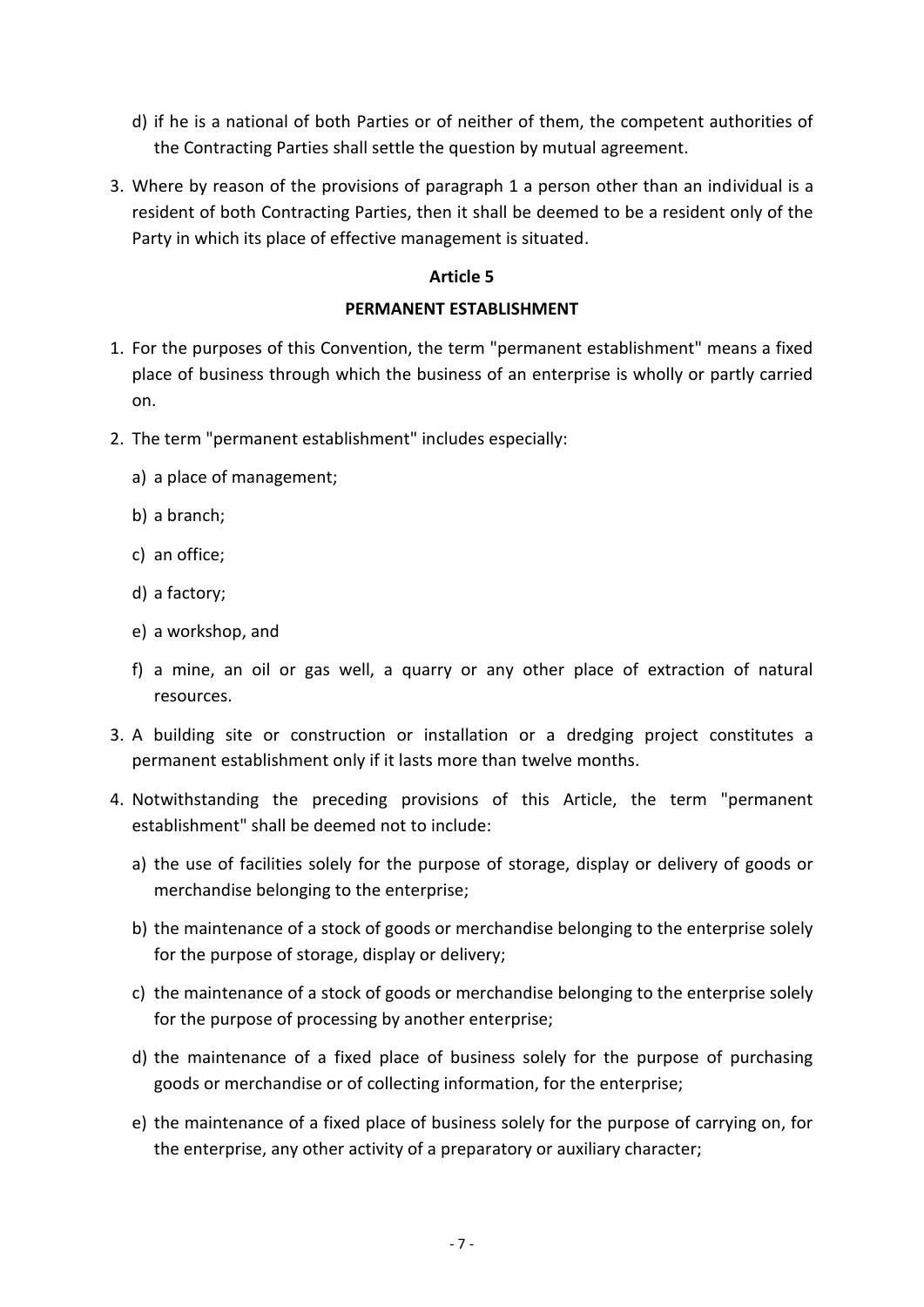d) if he is a national of both Parties or of neither of them, the competent authorities of the Contracting Parties shall settle the question by mutual agreement.

3. Where by reason of the provisions of paragraph 1 a person other than an individual is a resident of both Contracting Parties, then it shall be deemed to be a resident only of the Party in which its place of effective management is situated.

### Article 5

### PERMANENT ESTABLISHMENT

1. For the purposes of this Convention, the term "permanent establishment" means a fixed place of business through which the business of an enterprise is wholly or partly carried on.

2. The term "permanent establishment" includes especially:

   a) a place of management;

   b) a branch;

   c) an office;

   d) a factory;

   e) a workshop, and

   f) a mine, an oil or gas well, a quarry or any other place of extraction of natural resources.

3. A building site or construction or installation or a dredging project constitutes a permanent establishment only if it lasts more than twelve months.

4. Notwithstanding the preceding provisions of this Article, the term "permanent establishment" shall be deemed not to include:

   a) the use of facilities solely for the purpose of storage, display or delivery of goods or merchandise belonging to the enterprise;

   b) the maintenance of a stock of goods or merchandise belonging to the enterprise solely for the purpose of storage, display or delivery;

   c) the maintenance of a stock of goods or merchandise belonging to the enterprise solely for the purpose of processing by another enterprise;

   d) the maintenance of a fixed place of business solely for the purpose of purchasing goods or merchandise or of collecting information, for the enterprise;

   e) the maintenance of a fixed place of business solely for the purpose of carrying on, for the enterprise, any other activity of a preparatory or auxiliary character;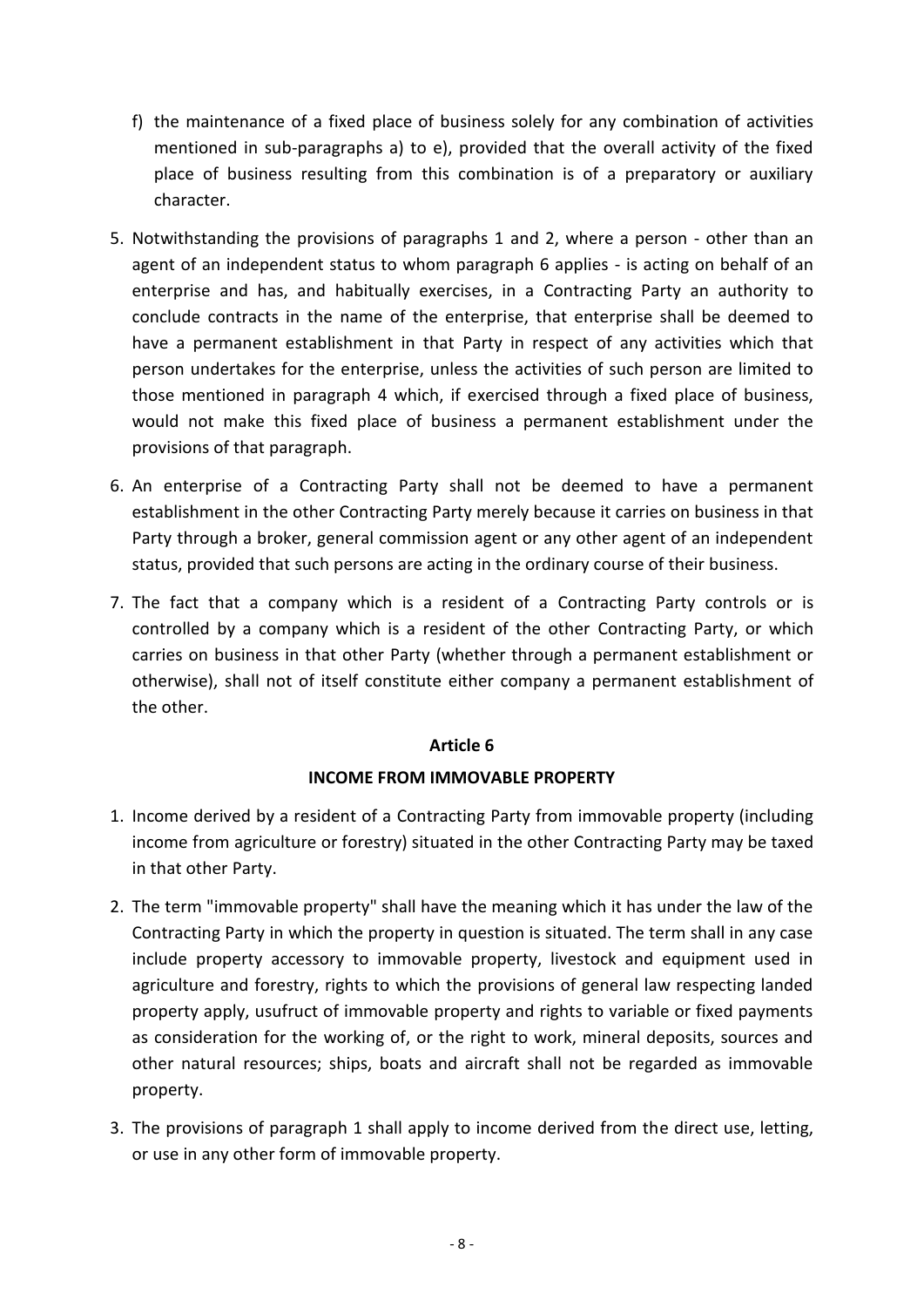f) the maintenance of a fixed place of business solely for any combination of activities mentioned in sub-paragraphs a) to e), provided that the overall activity of the fixed place of business resulting from this combination is of a preparatory or auxiliary character.

5. Notwithstanding the provisions of paragraphs 1 and 2, where a person - other than an agent of an independent status to whom paragraph 6 applies - is acting on behalf of an enterprise and has, and habitually exercises, in a Contracting Party an authority to conclude contracts in the name of the enterprise, that enterprise shall be deemed to have a permanent establishment in that Party in respect of any activities which that person undertakes for the enterprise, unless the activities of such person are limited to those mentioned in paragraph 4 which, if exercised through a fixed place of business, would not make this fixed place of business a permanent establishment under the provisions of that paragraph.

6. An enterprise of a Contracting Party shall not be deemed to have a permanent establishment in the other Contracting Party merely because it carries on business in that Party through a broker, general commission agent or any other agent of an independent status, provided that such persons are acting in the ordinary course of their business.

7. The fact that a company which is a resident of a Contracting Party controls or is controlled by a company which is a resident of the other Contracting Party, or which carries on business in that other Party (whether through a permanent establishment or otherwise), shall not of itself constitute either company a permanent establishment of the other.

## Article 6

## INCOME FROM IMMOVABLE PROPERTY

1. Income derived by a resident of a Contracting Party from immovable property (including income from agriculture or forestry) situated in the other Contracting Party may be taxed in that other Party.

2. The term "immovable property" shall have the meaning which it has under the law of the Contracting Party in which the property in question is situated. The term shall in any case include property accessory to immovable property, livestock and equipment used in agriculture and forestry, rights to which the provisions of general law respecting landed property apply, usufruct of immovable property and rights to variable or fixed payments as consideration for the working of, or the right to work, mineral deposits, sources and other natural resources; ships, boats and aircraft shall not be regarded as immovable property.

3. The provisions of paragraph 1 shall apply to income derived from the direct use, letting, or use in any other form of immovable property.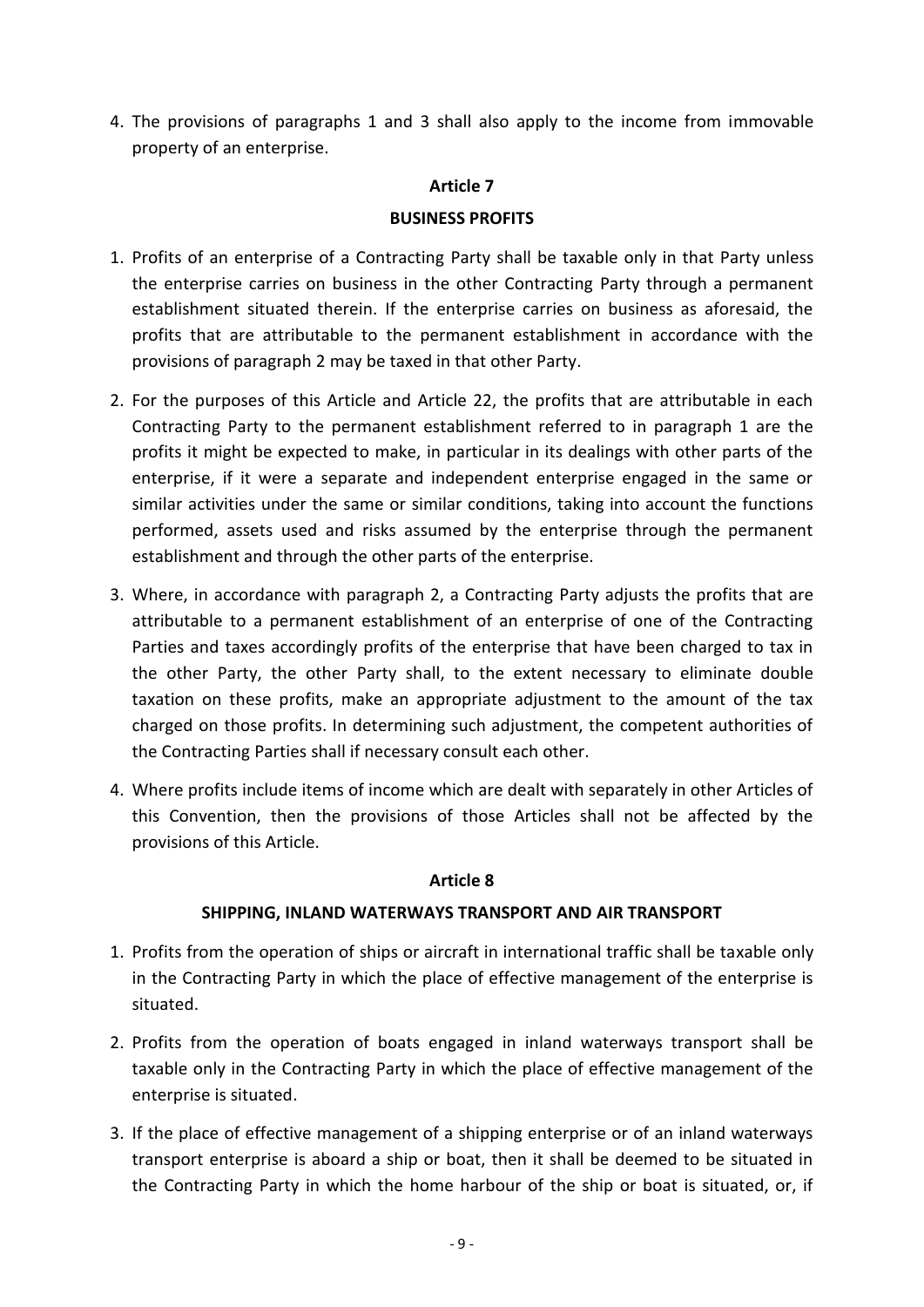4. The provisions of paragraphs 1 and 3 shall also apply to the income from immovable property of an enterprise.

## Article 7

## BUSINESS PROFITS

1. Profits of an enterprise of a Contracting Party shall be taxable only in that Party unless the enterprise carries on business in the other Contracting Party through a permanent establishment situated therein. If the enterprise carries on business as aforesaid, the profits that are attributable to the permanent establishment in accordance with the provisions of paragraph 2 may be taxed in that other Party.

2. For the purposes of this Article and Article 22, the profits that are attributable in each Contracting Party to the permanent establishment referred to in paragraph 1 are the profits it might be expected to make, in particular in its dealings with other parts of the enterprise, if it were a separate and independent enterprise engaged in the same or similar activities under the same or similar conditions, taking into account the functions performed, assets used and risks assumed by the enterprise through the permanent establishment and through the other parts of the enterprise.

3. Where, in accordance with paragraph 2, a Contracting Party adjusts the profits that are attributable to a permanent establishment of an enterprise of one of the Contracting Parties and taxes accordingly profits of the enterprise that have been charged to tax in the other Party, the other Party shall, to the extent necessary to eliminate double taxation on these profits, make an appropriate adjustment to the amount of the tax charged on those profits. In determining such adjustment, the competent authorities of the Contracting Parties shall if necessary consult each other.

4. Where profits include items of income which are dealt with separately in other Articles of this Convention, then the provisions of those Articles shall not be affected by the provisions of this Article.

## Article 8

## SHIPPING, INLAND WATERWAYS TRANSPORT AND AIR TRANSPORT

1. Profits from the operation of ships or aircraft in international traffic shall be taxable only in the Contracting Party in which the place of effective management of the enterprise is situated.

2. Profits from the operation of boats engaged in inland waterways transport shall be taxable only in the Contracting Party in which the place of effective management of the enterprise is situated.

3. If the place of effective management of a shipping enterprise or of an inland waterways transport enterprise is aboard a ship or boat, then it shall be deemed to be situated in the Contracting Party in which the home harbour of the ship or boat is situated, or, if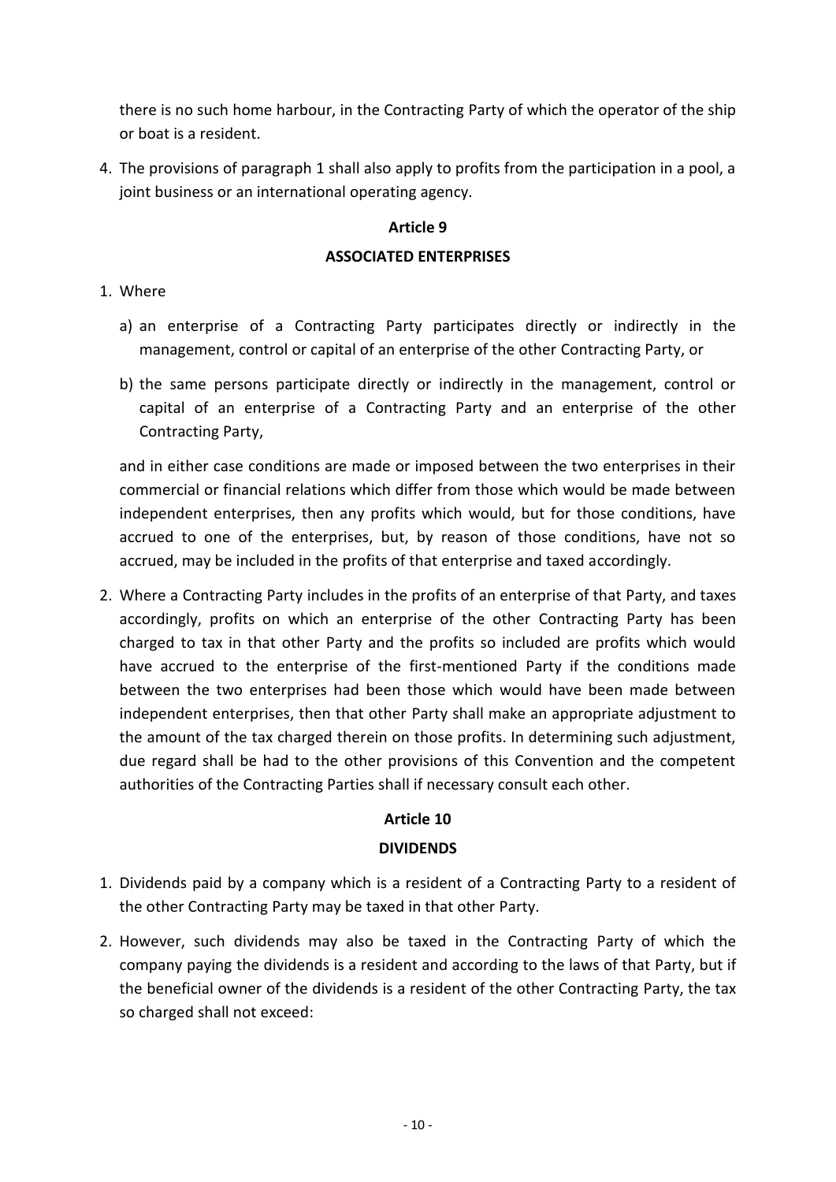there is no such home harbour, in the Contracting Party of which the operator of the ship or boat is a resident.

4. The provisions of paragraph 1 shall also apply to profits from the participation in a pool, a joint business or an international operating agency.

## Article 9

## ASSOCIATED ENTERPRISES

1. Where

   a) an enterprise of a Contracting Party participates directly or indirectly in the management, control or capital of an enterprise of the other Contracting Party, or

   b) the same persons participate directly or indirectly in the management, control or capital of an enterprise of a Contracting Party and an enterprise of the other Contracting Party,

   and in either case conditions are made or imposed between the two enterprises in their commercial or financial relations which differ from those which would be made between independent enterprises, then any profits which would, but for those conditions, have accrued to one of the enterprises, but, by reason of those conditions, have not so accrued, may be included in the profits of that enterprise and taxed accordingly.

2. Where a Contracting Party includes in the profits of an enterprise of that Party, and taxes accordingly, profits on which an enterprise of the other Contracting Party has been charged to tax in that other Party and the profits so included are profits which would have accrued to the enterprise of the first-mentioned Party if the conditions made between the two enterprises had been those which would have been made between independent enterprises, then that other Party shall make an appropriate adjustment to the amount of the tax charged therein on those profits. In determining such adjustment, due regard shall be had to the other provisions of this Convention and the competent authorities of the Contracting Parties shall if necessary consult each other.

## Article 10

## DIVIDENDS

1. Dividends paid by a company which is a resident of a Contracting Party to a resident of the other Contracting Party may be taxed in that other Party.

2. However, such dividends may also be taxed in the Contracting Party of which the company paying the dividends is a resident and according to the laws of that Party, but if the beneficial owner of the dividends is a resident of the other Contracting Party, the tax so charged shall not exceed: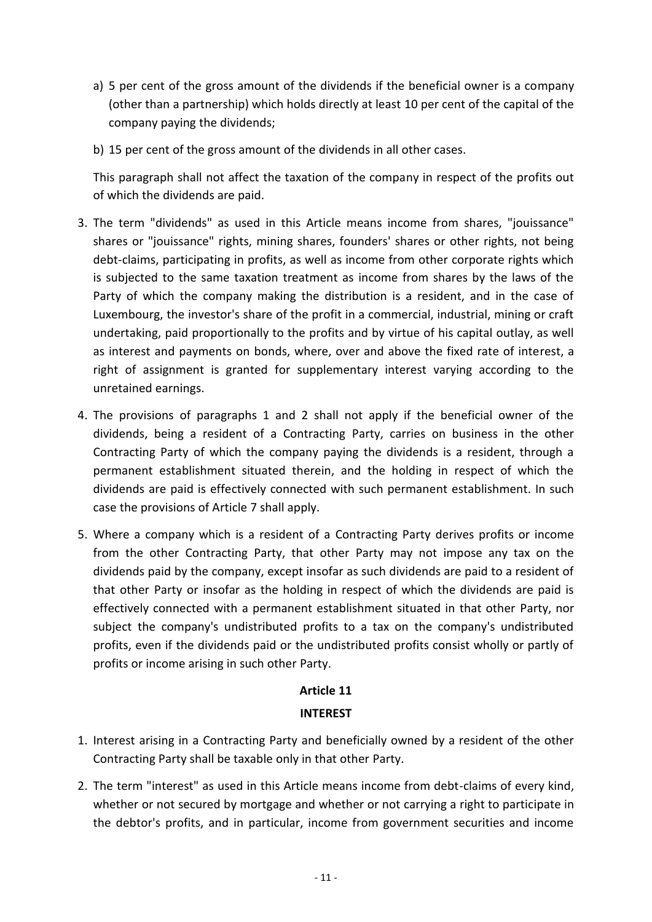a) 5 per cent of the gross amount of the dividends if the beneficial owner is a company (other than a partnership) which holds directly at least 10 per cent of the capital of the company paying the dividends;

b) 15 per cent of the gross amount of the dividends in all other cases.

This paragraph shall not affect the taxation of the company in respect of the profits out of which the dividends are paid.

3. The term "dividends" as used in this Article means income from shares, "jouissance" shares or "jouissance" rights, mining shares, founders' shares or other rights, not being debt-claims, participating in profits, as well as income from other corporate rights which is subjected to the same taxation treatment as income from shares by the laws of the Party of which the company making the distribution is a resident, and in the case of Luxembourg, the investor's share of the profit in a commercial, industrial, mining or craft undertaking, paid proportionally to the profits and by virtue of his capital outlay, as well as interest and payments on bonds, where, over and above the fixed rate of interest, a right of assignment is granted for supplementary interest varying according to the unretained earnings.

4. The provisions of paragraphs 1 and 2 shall not apply if the beneficial owner of the dividends, being a resident of a Contracting Party, carries on business in the other Contracting Party of which the company paying the dividends is a resident, through a permanent establishment situated therein, and the holding in respect of which the dividends are paid is effectively connected with such permanent establishment. In such case the provisions of Article 7 shall apply.

5. Where a company which is a resident of a Contracting Party derives profits or income from the other Contracting Party, that other Party may not impose any tax on the dividends paid by the company, except insofar as such dividends are paid to a resident of that other Party or insofar as the holding in respect of which the dividends are paid is effectively connected with a permanent establishment situated in that other Party, nor subject the company's undistributed profits to a tax on the company's undistributed profits, even if the dividends paid or the undistributed profits consist wholly or partly of profits or income arising in such other Party.

## Article 11

## INTEREST

1. Interest arising in a Contracting Party and beneficially owned by a resident of the other Contracting Party shall be taxable only in that other Party.

2. The term "interest" as used in this Article means income from debt-claims of every kind, whether or not secured by mortgage and whether or not carrying a right to participate in the debtor's profits, and in particular, income from government securities and income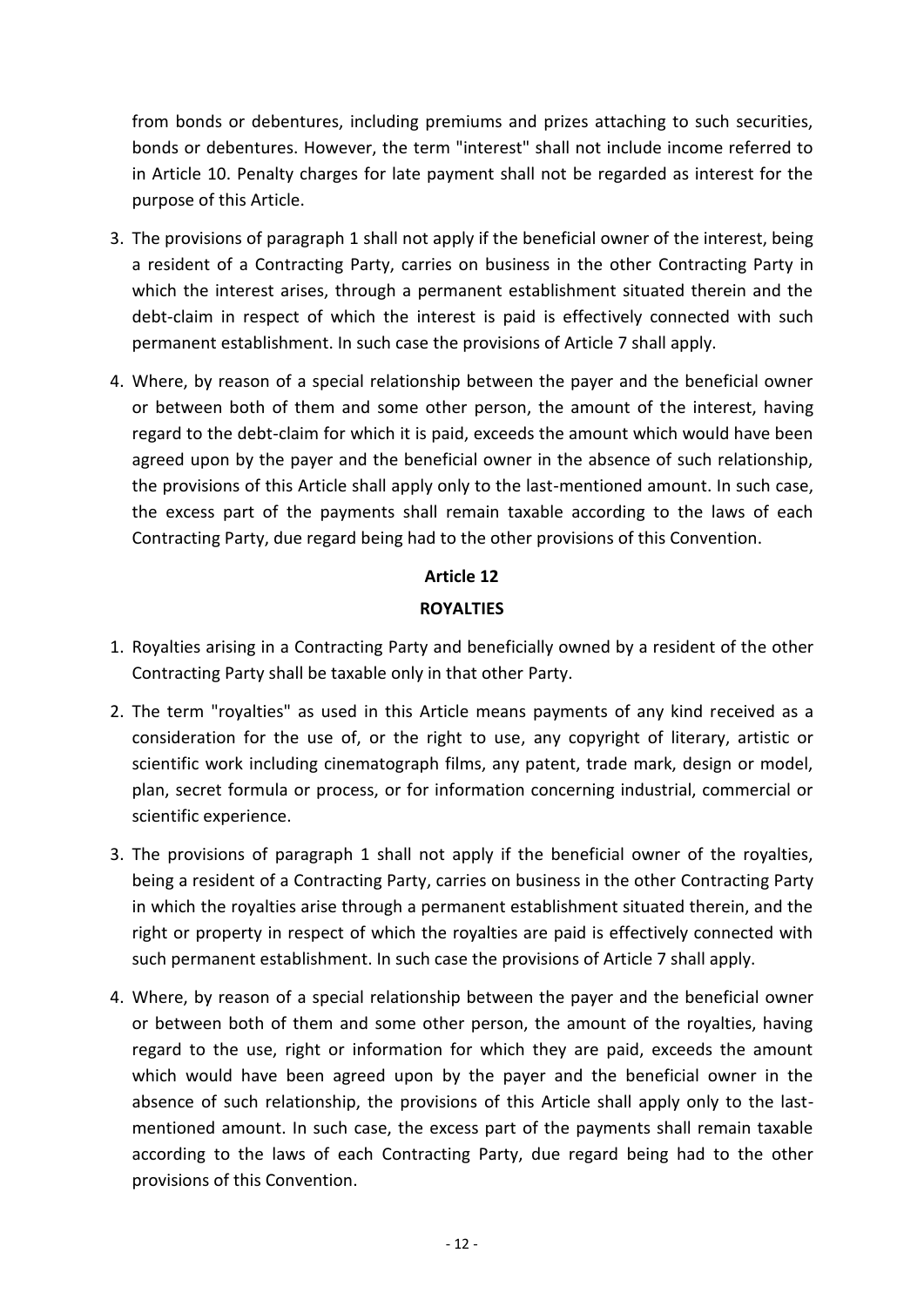from bonds or debentures, including premiums and prizes attaching to such securities, bonds or debentures. However, the term "interest" shall not include income referred to in Article 10. Penalty charges for late payment shall not be regarded as interest for the purpose of this Article.

3. The provisions of paragraph 1 shall not apply if the beneficial owner of the interest, being a resident of a Contracting Party, carries on business in the other Contracting Party in which the interest arises, through a permanent establishment situated therein and the debt-claim in respect of which the interest is paid is effectively connected with such permanent establishment. In such case the provisions of Article 7 shall apply.

4. Where, by reason of a special relationship between the payer and the beneficial owner or between both of them and some other person, the amount of the interest, having regard to the debt-claim for which it is paid, exceeds the amount which would have been agreed upon by the payer and the beneficial owner in the absence of such relationship, the provisions of this Article shall apply only to the last-mentioned amount. In such case, the excess part of the payments shall remain taxable according to the laws of each Contracting Party, due regard being had to the other provisions of this Convention.

## Article 12

## ROYALTIES

1. Royalties arising in a Contracting Party and beneficially owned by a resident of the other Contracting Party shall be taxable only in that other Party.

2. The term "royalties" as used in this Article means payments of any kind received as a consideration for the use of, or the right to use, any copyright of literary, artistic or scientific work including cinematograph films, any patent, trade mark, design or model, plan, secret formula or process, or for information concerning industrial, commercial or scientific experience.

3. The provisions of paragraph 1 shall not apply if the beneficial owner of the royalties, being a resident of a Contracting Party, carries on business in the other Contracting Party in which the royalties arise through a permanent establishment situated therein, and the right or property in respect of which the royalties are paid is effectively connected with such permanent establishment. In such case the provisions of Article 7 shall apply.

4. Where, by reason of a special relationship between the payer and the beneficial owner or between both of them and some other person, the amount of the royalties, having regard to the use, right or information for which they are paid, exceeds the amount which would have been agreed upon by the payer and the beneficial owner in the absence of such relationship, the provisions of this Article shall apply only to the last-mentioned amount. In such case, the excess part of the payments shall remain taxable according to the laws of each Contracting Party, due regard being had to the other provisions of this Convention.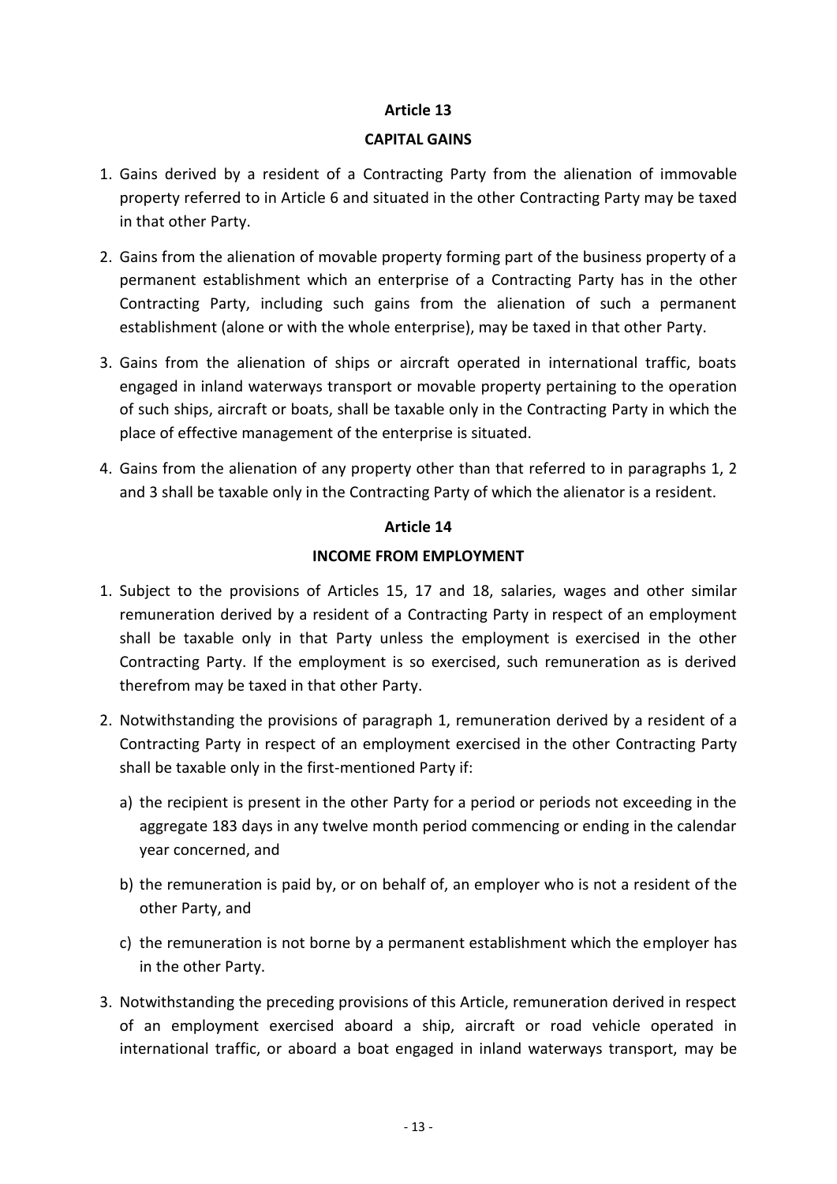## Article 13

## CAPITAL GAINS

1. Gains derived by a resident of a Contracting Party from the alienation of immovable property referred to in Article 6 and situated in the other Contracting Party may be taxed in that other Party.

2. Gains from the alienation of movable property forming part of the business property of a permanent establishment which an enterprise of a Contracting Party has in the other Contracting Party, including such gains from the alienation of such a permanent establishment (alone or with the whole enterprise), may be taxed in that other Party.

3. Gains from the alienation of ships or aircraft operated in international traffic, boats engaged in inland waterways transport or movable property pertaining to the operation of such ships, aircraft or boats, shall be taxable only in the Contracting Party in which the place of effective management of the enterprise is situated.

4. Gains from the alienation of any property other than that referred to in paragraphs 1, 2 and 3 shall be taxable only in the Contracting Party of which the alienator is a resident.

## Article 14

## INCOME FROM EMPLOYMENT

1. Subject to the provisions of Articles 15, 17 and 18, salaries, wages and other similar remuneration derived by a resident of a Contracting Party in respect of an employment shall be taxable only in that Party unless the employment is exercised in the other Contracting Party. If the employment is so exercised, such remuneration as is derived therefrom may be taxed in that other Party.

2. Notwithstanding the provisions of paragraph 1, remuneration derived by a resident of a Contracting Party in respect of an employment exercised in the other Contracting Party shall be taxable only in the first-mentioned Party if:

   a) the recipient is present in the other Party for a period or periods not exceeding in the aggregate 183 days in any twelve month period commencing or ending in the calendar year concerned, and

   b) the remuneration is paid by, or on behalf of, an employer who is not a resident of the other Party, and

   c) the remuneration is not borne by a permanent establishment which the employer has in the other Party.

3. Notwithstanding the preceding provisions of this Article, remuneration derived in respect of an employment exercised aboard a ship, aircraft or road vehicle operated in international traffic, or aboard a boat engaged in inland waterways transport, may be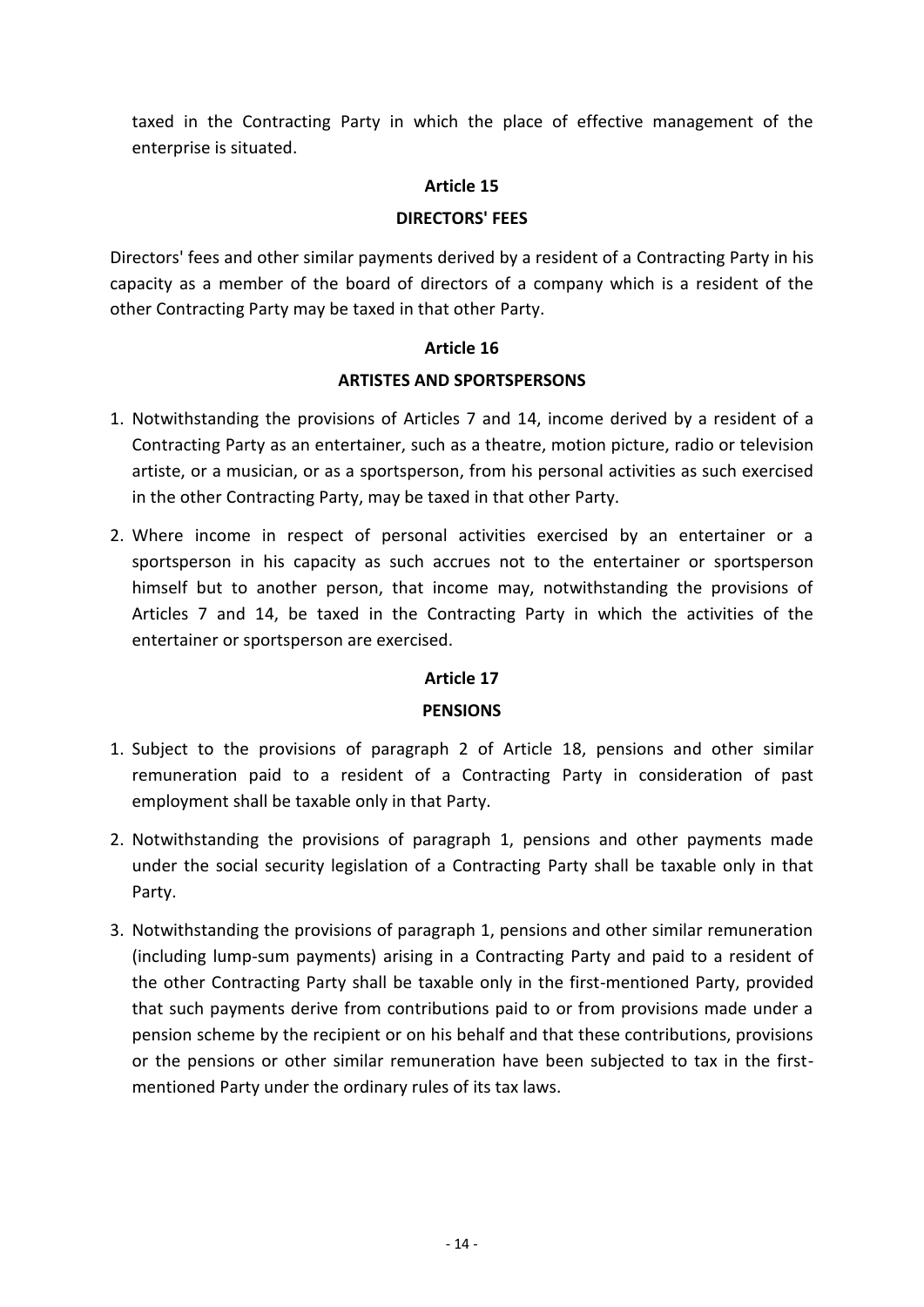taxed in the Contracting Party in which the place of effective management of the enterprise is situated.

## Article 15

## DIRECTORS' FEES

Directors' fees and other similar payments derived by a resident of a Contracting Party in his capacity as a member of the board of directors of a company which is a resident of the other Contracting Party may be taxed in that other Party.

## Article 16

## ARTISTES AND SPORTSPERSONS

1. Notwithstanding the provisions of Articles 7 and 14, income derived by a resident of a Contracting Party as an entertainer, such as a theatre, motion picture, radio or television artiste, or a musician, or as a sportsperson, from his personal activities as such exercised in the other Contracting Party, may be taxed in that other Party.
2. Where income in respect of personal activities exercised by an entertainer or a sportsperson in his capacity as such accrues not to the entertainer or sportsperson himself but to another person, that income may, notwithstanding the provisions of Articles 7 and 14, be taxed in the Contracting Party in which the activities of the entertainer or sportsperson are exercised.

## Article 17

## PENSIONS

1. Subject to the provisions of paragraph 2 of Article 18, pensions and other similar remuneration paid to a resident of a Contracting Party in consideration of past employment shall be taxable only in that Party.
2. Notwithstanding the provisions of paragraph 1, pensions and other payments made under the social security legislation of a Contracting Party shall be taxable only in that Party.
3. Notwithstanding the provisions of paragraph 1, pensions and other similar remuneration (including lump-sum payments) arising in a Contracting Party and paid to a resident of the other Contracting Party shall be taxable only in the first-mentioned Party, provided that such payments derive from contributions paid to or from provisions made under a pension scheme by the recipient or on his behalf and that these contributions, provisions or the pensions or other similar remuneration have been subjected to tax in the first-mentioned Party under the ordinary rules of its tax laws.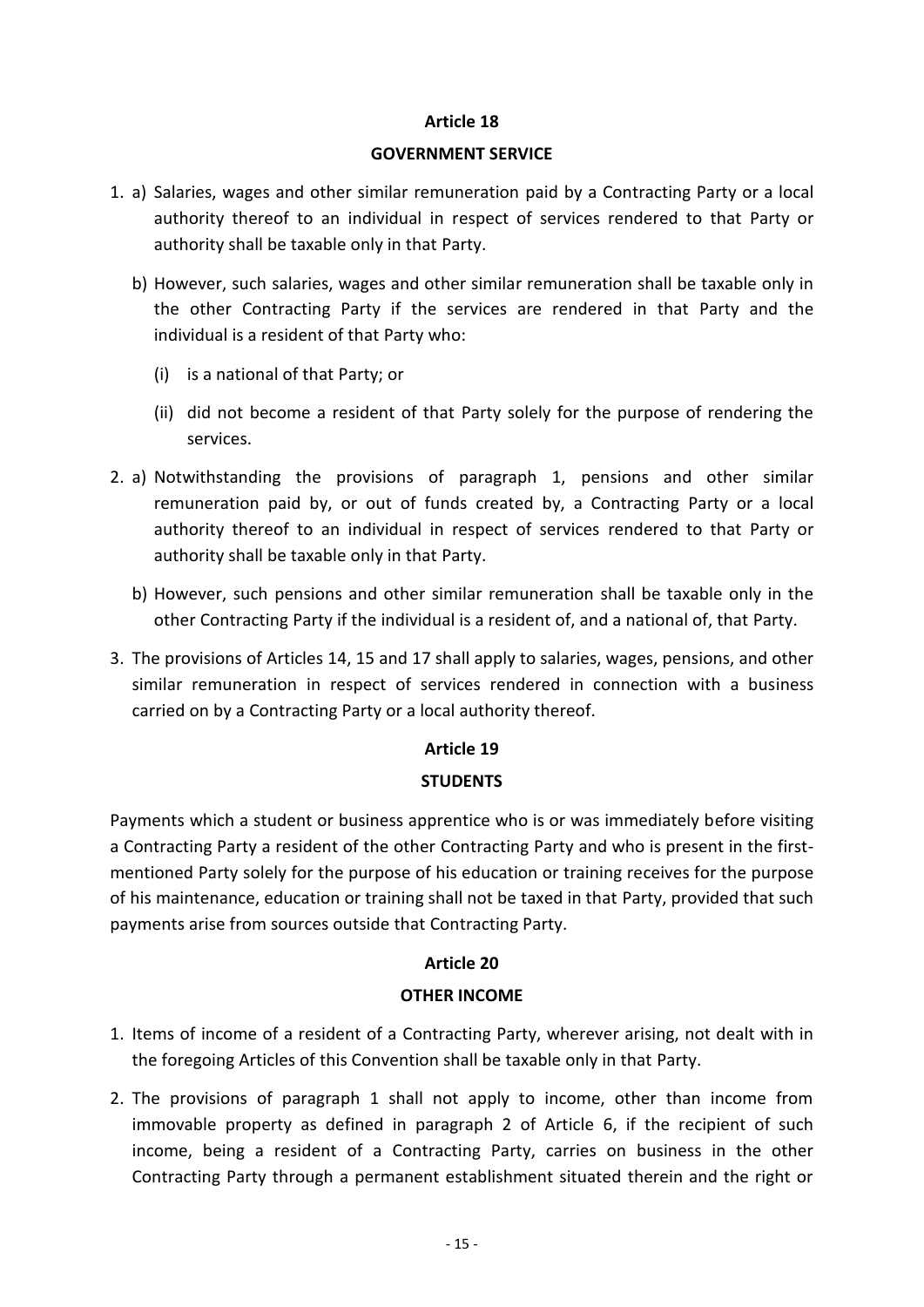## Article 18

## GOVERNMENT SERVICE

1. a) Salaries, wages and other similar remuneration paid by a Contracting Party or a local authority thereof to an individual in respect of services rendered to that Party or authority shall be taxable only in that Party.

   b) However, such salaries, wages and other similar remuneration shall be taxable only in the other Contracting Party if the services are rendered in that Party and the individual is a resident of that Party who:

      (i) is a national of that Party; or

      (ii) did not become a resident of that Party solely for the purpose of rendering the services.

2. a) Notwithstanding the provisions of paragraph 1, pensions and other similar remuneration paid by, or out of funds created by, a Contracting Party or a local authority thereof to an individual in respect of services rendered to that Party or authority shall be taxable only in that Party.

   b) However, such pensions and other similar remuneration shall be taxable only in the other Contracting Party if the individual is a resident of, and a national of, that Party.

3. The provisions of Articles 14, 15 and 17 shall apply to salaries, wages, pensions, and other similar remuneration in respect of services rendered in connection with a business carried on by a Contracting Party or a local authority thereof.

## Article 19

## STUDENTS

Payments which a student or business apprentice who is or was immediately before visiting a Contracting Party a resident of the other Contracting Party and who is present in the first-mentioned Party solely for the purpose of his education or training receives for the purpose of his maintenance, education or training shall not be taxed in that Party, provided that such payments arise from sources outside that Contracting Party.

## Article 20

## OTHER INCOME

1. Items of income of a resident of a Contracting Party, wherever arising, not dealt with in the foregoing Articles of this Convention shall be taxable only in that Party.

2. The provisions of paragraph 1 shall not apply to income, other than income from immovable property as defined in paragraph 2 of Article 6, if the recipient of such income, being a resident of a Contracting Party, carries on business in the other Contracting Party through a permanent establishment situated therein and the right or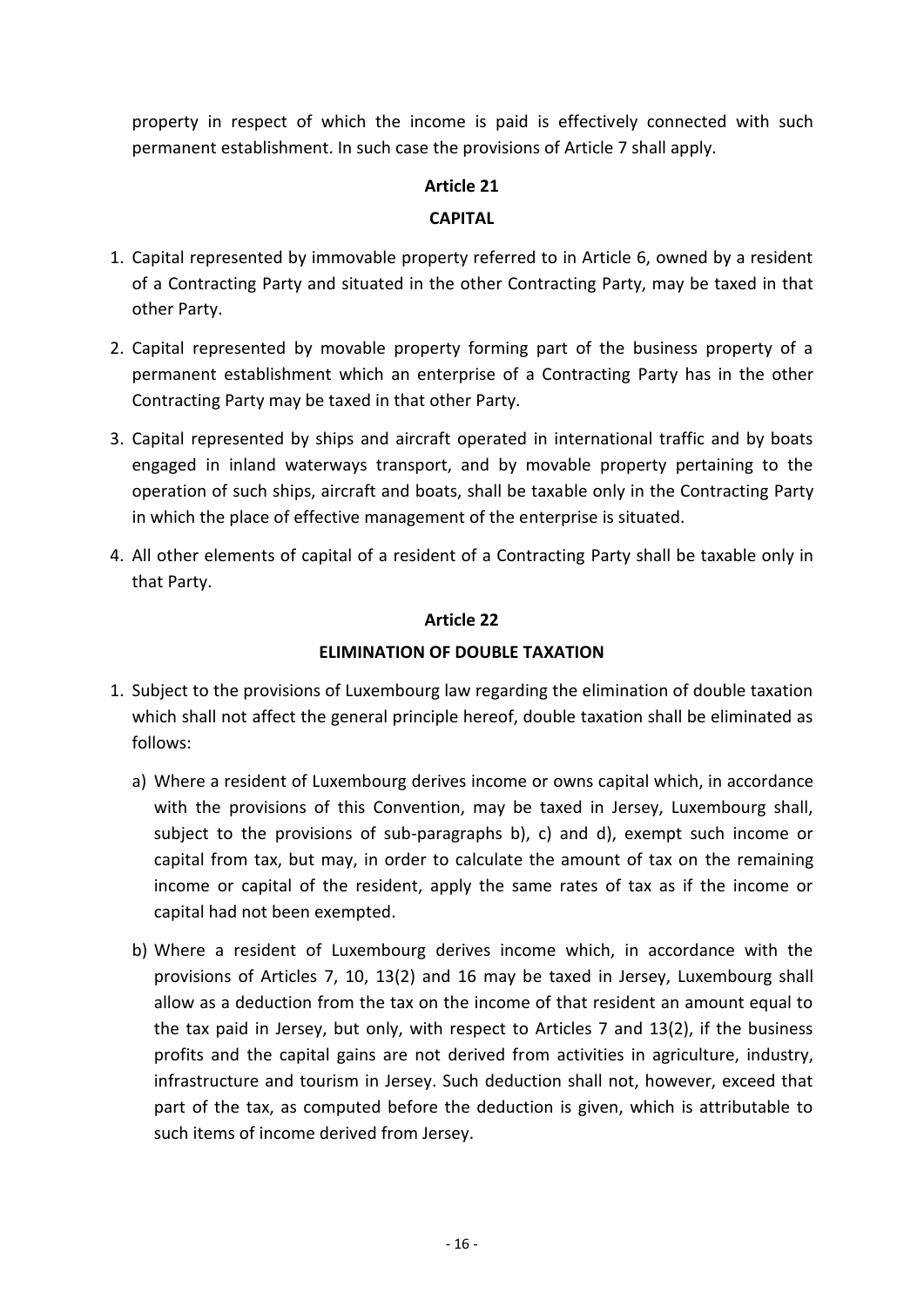property in respect of which the income is paid is effectively connected with such permanent establishment. In such case the provisions of Article 7 shall apply.

## Article 21

## CAPITAL

1. Capital represented by immovable property referred to in Article 6, owned by a resident of a Contracting Party and situated in the other Contracting Party, may be taxed in that other Party.
2. Capital represented by movable property forming part of the business property of a permanent establishment which an enterprise of a Contracting Party has in the other Contracting Party may be taxed in that other Party.
3. Capital represented by ships and aircraft operated in international traffic and by boats engaged in inland waterways transport, and by movable property pertaining to the operation of such ships, aircraft and boats, shall be taxable only in the Contracting Party in which the place of effective management of the enterprise is situated.
4. All other elements of capital of a resident of a Contracting Party shall be taxable only in that Party.

## Article 22

## ELIMINATION OF DOUBLE TAXATION

1. Subject to the provisions of Luxembourg law regarding the elimination of double taxation which shall not affect the general principle hereof, double taxation shall be eliminated as follows:
   a) Where a resident of Luxembourg derives income or owns capital which, in accordance with the provisions of this Convention, may be taxed in Jersey, Luxembourg shall, subject to the provisions of sub-paragraphs b), c) and d), exempt such income or capital from tax, but may, in order to calculate the amount of tax on the remaining income or capital of the resident, apply the same rates of tax as if the income or capital had not been exempted.
   b) Where a resident of Luxembourg derives income which, in accordance with the provisions of Articles 7, 10, 13(2) and 16 may be taxed in Jersey, Luxembourg shall allow as a deduction from the tax on the income of that resident an amount equal to the tax paid in Jersey, but only, with respect to Articles 7 and 13(2), if the business profits and the capital gains are not derived from activities in agriculture, industry, infrastructure and tourism in Jersey. Such deduction shall not, however, exceed that part of the tax, as computed before the deduction is given, which is attributable to such items of income derived from Jersey.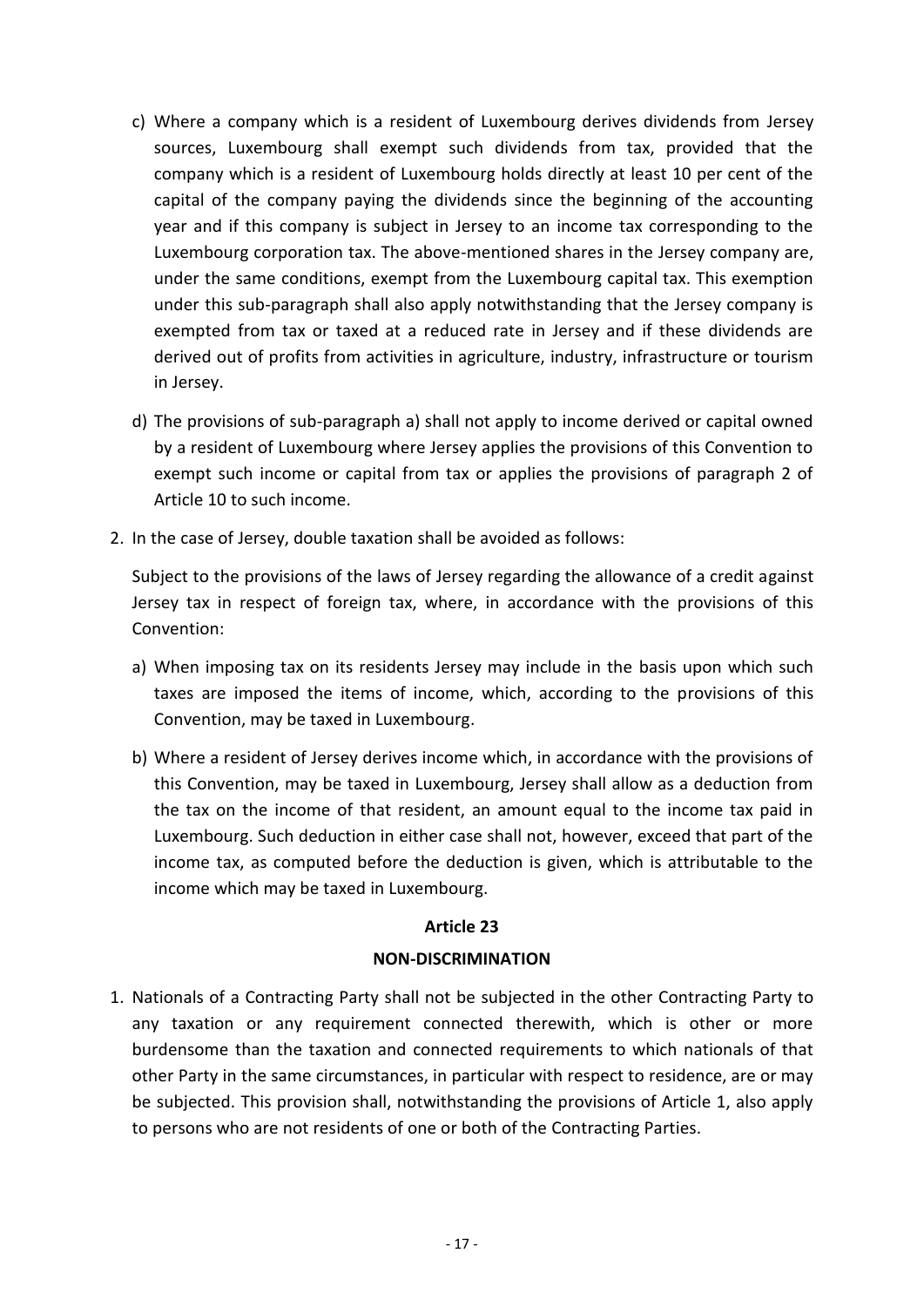c) Where a company which is a resident of Luxembourg derives dividends from Jersey sources, Luxembourg shall exempt such dividends from tax, provided that the company which is a resident of Luxembourg holds directly at least 10 per cent of the capital of the company paying the dividends since the beginning of the accounting year and if this company is subject in Jersey to an income tax corresponding to the Luxembourg corporation tax. The above-mentioned shares in the Jersey company are, under the same conditions, exempt from the Luxembourg capital tax. This exemption under this sub-paragraph shall also apply notwithstanding that the Jersey company is exempted from tax or taxed at a reduced rate in Jersey and if these dividends are derived out of profits from activities in agriculture, industry, infrastructure or tourism in Jersey.

d) The provisions of sub-paragraph a) shall not apply to income derived or capital owned by a resident of Luxembourg where Jersey applies the provisions of this Convention to exempt such income or capital from tax or applies the provisions of paragraph 2 of Article 10 to such income.

2. In the case of Jersey, double taxation shall be avoided as follows:

   Subject to the provisions of the laws of Jersey regarding the allowance of a credit against Jersey tax in respect of foreign tax, where, in accordance with the provisions of this Convention:

   a) When imposing tax on its residents Jersey may include in the basis upon which such taxes are imposed the items of income, which, according to the provisions of this Convention, may be taxed in Luxembourg.

   b) Where a resident of Jersey derives income which, in accordance with the provisions of this Convention, may be taxed in Luxembourg, Jersey shall allow as a deduction from the tax on the income of that resident, an amount equal to the income tax paid in Luxembourg. Such deduction in either case shall not, however, exceed that part of the income tax, as computed before the deduction is given, which is attributable to the income which may be taxed in Luxembourg.

## Article 23

## NON-DISCRIMINATION

1. Nationals of a Contracting Party shall not be subjected in the other Contracting Party to any taxation or any requirement connected therewith, which is other or more burdensome than the taxation and connected requirements to which nationals of that other Party in the same circumstances, in particular with respect to residence, are or may be subjected. This provision shall, notwithstanding the provisions of Article 1, also apply to persons who are not residents of one or both of the Contracting Parties.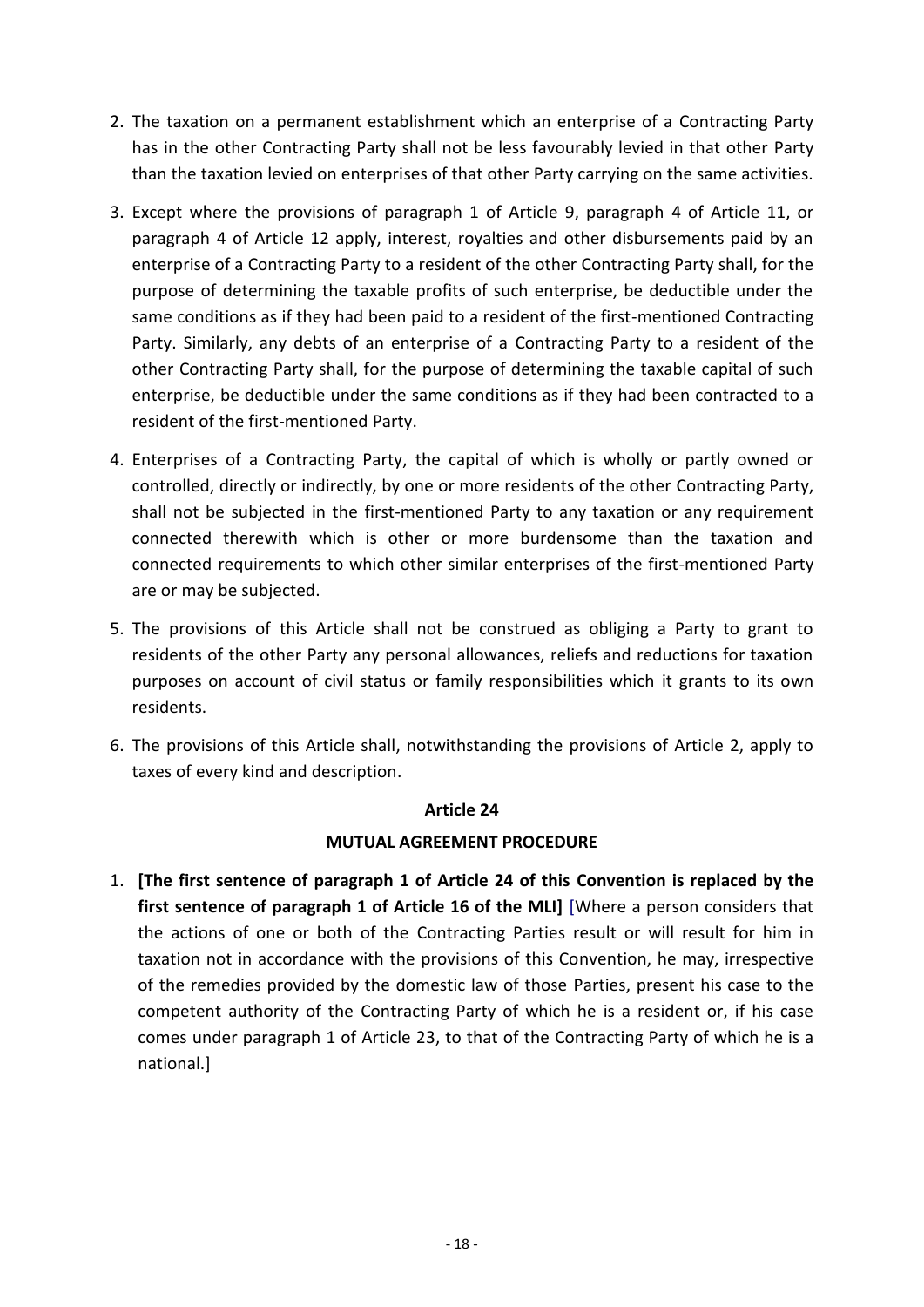2. The taxation on a permanent establishment which an enterprise of a Contracting Party has in the other Contracting Party shall not be less favourably levied in that other Party than the taxation levied on enterprises of that other Party carrying on the same activities.

3. Except where the provisions of paragraph 1 of Article 9, paragraph 4 of Article 11, or paragraph 4 of Article 12 apply, interest, royalties and other disbursements paid by an enterprise of a Contracting Party to a resident of the other Contracting Party shall, for the purpose of determining the taxable profits of such enterprise, be deductible under the same conditions as if they had been paid to a resident of the first-mentioned Contracting Party. Similarly, any debts of an enterprise of a Contracting Party to a resident of the other Contracting Party shall, for the purpose of determining the taxable capital of such enterprise, be deductible under the same conditions as if they had been contracted to a resident of the first-mentioned Party.

4. Enterprises of a Contracting Party, the capital of which is wholly or partly owned or controlled, directly or indirectly, by one or more residents of the other Contracting Party, shall not be subjected in the first-mentioned Party to any taxation or any requirement connected therewith which is other or more burdensome than the taxation and connected requirements to which other similar enterprises of the first-mentioned Party are or may be subjected.

5. The provisions of this Article shall not be construed as obliging a Party to grant to residents of the other Party any personal allowances, reliefs and reductions for taxation purposes on account of civil status or family responsibilities which it grants to its own residents.

6. The provisions of this Article shall, notwithstanding the provisions of Article 2, apply to taxes of every kind and description.

**Article 24**

**MUTUAL AGREEMENT PROCEDURE**

1. **[The first sentence of paragraph 1 of Article 24 of this Convention is replaced by the first sentence of paragraph 1 of Article 16 of the MLI]** [Where a person considers that the actions of one or both of the Contracting Parties result or will result for him in taxation not in accordance with the provisions of this Convention, he may, irrespective of the remedies provided by the domestic law of those Parties, present his case to the competent authority of the Contracting Party of which he is a resident or, if his case comes under paragraph 1 of Article 23, to that of the Contracting Party of which he is a national.]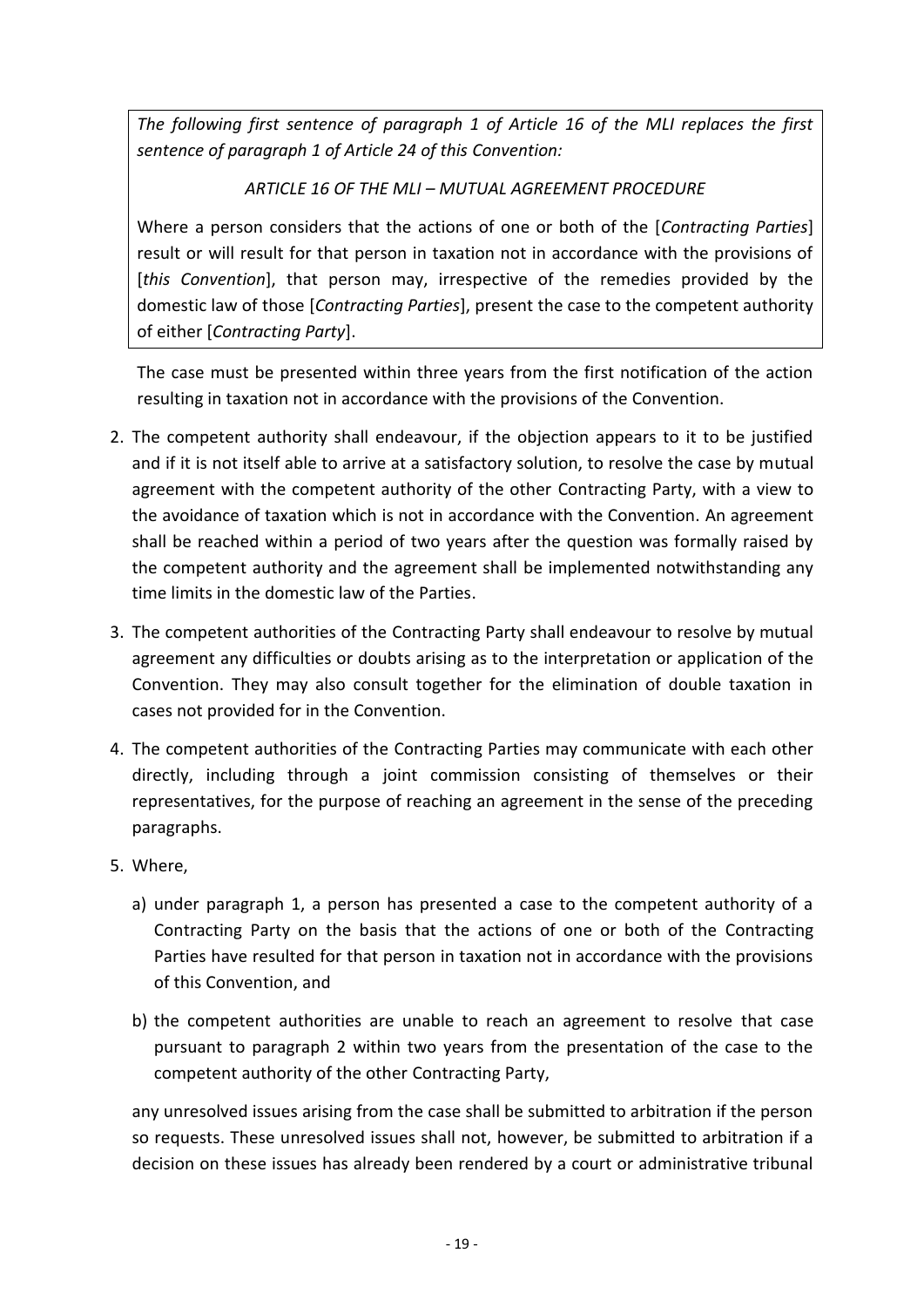*The following first sentence of paragraph 1 of Article 16 of the MLI replaces the first sentence of paragraph 1 of Article 24 of this Convention:*

*ARTICLE 16 OF THE MLI – MUTUAL AGREEMENT PROCEDURE*

Where a person considers that the actions of one or both of the [*Contracting Parties*] result or will result for that person in taxation not in accordance with the provisions of [*this Convention*], that person may, irrespective of the remedies provided by the domestic law of those [*Contracting Parties*], present the case to the competent authority of either [*Contracting Party*].

The case must be presented within three years from the first notification of the action resulting in taxation not in accordance with the provisions of the Convention.

2. The competent authority shall endeavour, if the objection appears to it to be justified and if it is not itself able to arrive at a satisfactory solution, to resolve the case by mutual agreement with the competent authority of the other Contracting Party, with a view to the avoidance of taxation which is not in accordance with the Convention. An agreement shall be reached within a period of two years after the question was formally raised by the competent authority and the agreement shall be implemented notwithstanding any time limits in the domestic law of the Parties.
3. The competent authorities of the Contracting Party shall endeavour to resolve by mutual agreement any difficulties or doubts arising as to the interpretation or application of the Convention. They may also consult together for the elimination of double taxation in cases not provided for in the Convention.
4. The competent authorities of the Contracting Parties may communicate with each other directly, including through a joint commission consisting of themselves or their representatives, for the purpose of reaching an agreement in the sense of the preceding paragraphs.
5. Where,
   a) under paragraph 1, a person has presented a case to the competent authority of a Contracting Party on the basis that the actions of one or both of the Contracting Parties have resulted for that person in taxation not in accordance with the provisions of this Convention, and
   b) the competent authorities are unable to reach an agreement to resolve that case pursuant to paragraph 2 within two years from the presentation of the case to the competent authority of the other Contracting Party,

   any unresolved issues arising from the case shall be submitted to arbitration if the person so requests. These unresolved issues shall not, however, be submitted to arbitration if a decision on these issues has already been rendered by a court or administrative tribunal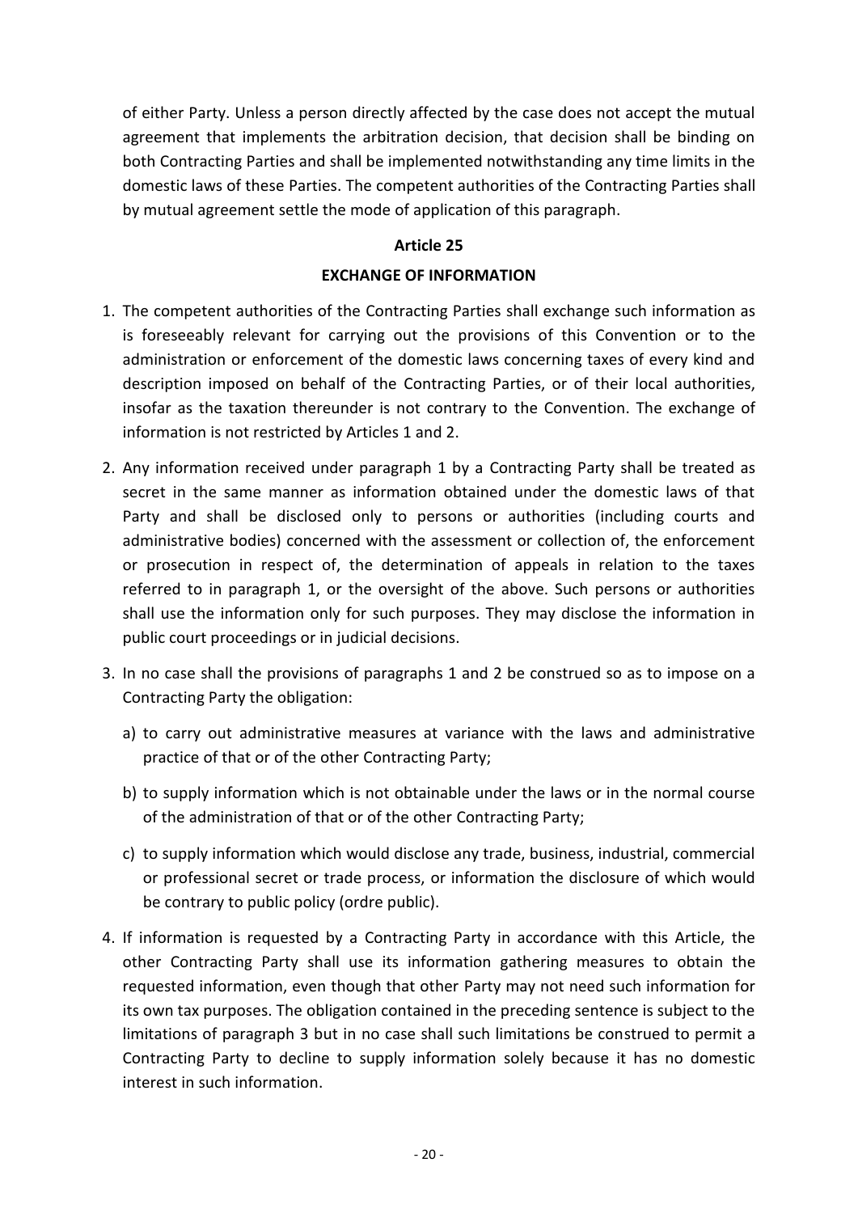of either Party. Unless a person directly affected by the case does not accept the mutual agreement that implements the arbitration decision, that decision shall be binding on both Contracting Parties and shall be implemented notwithstanding any time limits in the domestic laws of these Parties. The competent authorities of the Contracting Parties shall by mutual agreement settle the mode of application of this paragraph.

## Article 25

## EXCHANGE OF INFORMATION

1. The competent authorities of the Contracting Parties shall exchange such information as is foreseeably relevant for carrying out the provisions of this Convention or to the administration or enforcement of the domestic laws concerning taxes of every kind and description imposed on behalf of the Contracting Parties, or of their local authorities, insofar as the taxation thereunder is not contrary to the Convention. The exchange of information is not restricted by Articles 1 and 2.

2. Any information received under paragraph 1 by a Contracting Party shall be treated as secret in the same manner as information obtained under the domestic laws of that Party and shall be disclosed only to persons or authorities (including courts and administrative bodies) concerned with the assessment or collection of, the enforcement or prosecution in respect of, the determination of appeals in relation to the taxes referred to in paragraph 1, or the oversight of the above. Such persons or authorities shall use the information only for such purposes. They may disclose the information in public court proceedings or in judicial decisions.

3. In no case shall the provisions of paragraphs 1 and 2 be construed so as to impose on a Contracting Party the obligation:

   a) to carry out administrative measures at variance with the laws and administrative practice of that or of the other Contracting Party;

   b) to supply information which is not obtainable under the laws or in the normal course of the administration of that or of the other Contracting Party;

   c) to supply information which would disclose any trade, business, industrial, commercial or professional secret or trade process, or information the disclosure of which would be contrary to public policy (ordre public).

4. If information is requested by a Contracting Party in accordance with this Article, the other Contracting Party shall use its information gathering measures to obtain the requested information, even though that other Party may not need such information for its own tax purposes. The obligation contained in the preceding sentence is subject to the limitations of paragraph 3 but in no case shall such limitations be construed to permit a Contracting Party to decline to supply information solely because it has no domestic interest in such information.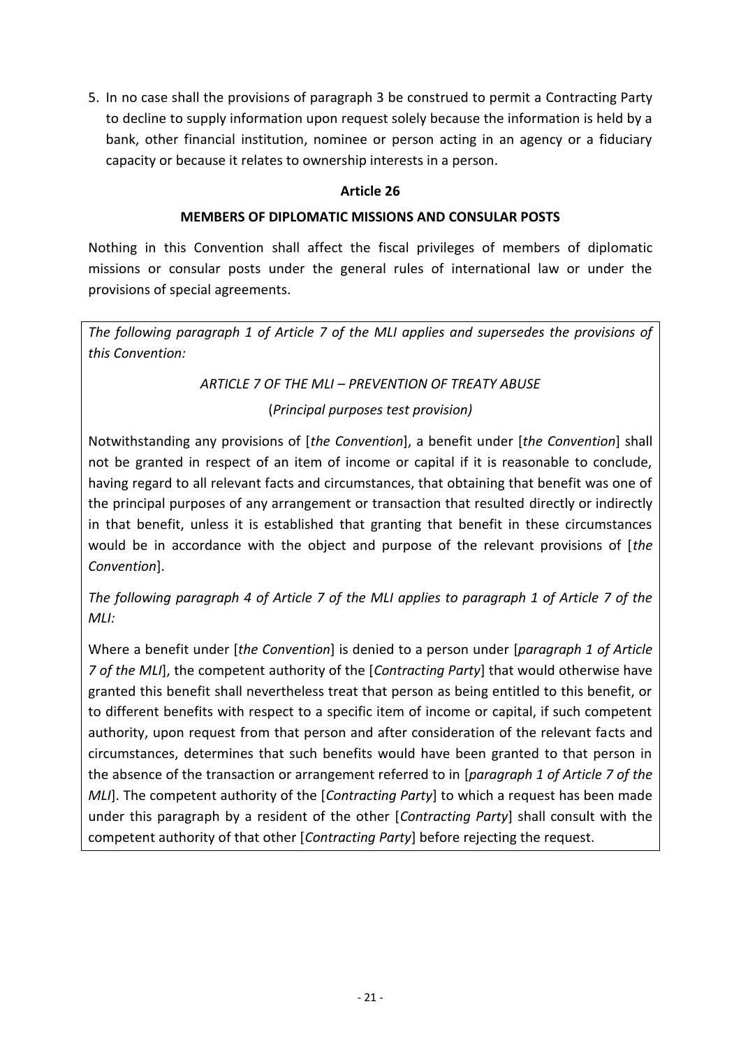5. In no case shall the provisions of paragraph 3 be construed to permit a Contracting Party to decline to supply information upon request solely because the information is held by a bank, other financial institution, nominee or person acting in an agency or a fiduciary capacity or because it relates to ownership interests in a person.

**Article 26**

**MEMBERS OF DIPLOMATIC MISSIONS AND CONSULAR POSTS**

Nothing in this Convention shall affect the fiscal privileges of members of diplomatic missions or consular posts under the general rules of international law or under the provisions of special agreements.

*The following paragraph 1 of Article 7 of the MLI applies and supersedes the provisions of this Convention:*

*ARTICLE 7 OF THE MLI – PREVENTION OF TREATY ABUSE*

(*Principal purposes test provision)*

Notwithstanding any provisions of [*the Convention*], a benefit under [*the Convention*] shall not be granted in respect of an item of income or capital if it is reasonable to conclude, having regard to all relevant facts and circumstances, that obtaining that benefit was one of the principal purposes of any arrangement or transaction that resulted directly or indirectly in that benefit, unless it is established that granting that benefit in these circumstances would be in accordance with the object and purpose of the relevant provisions of [*the Convention*].

*The following paragraph 4 of Article 7 of the MLI applies to paragraph 1 of Article 7 of the MLI:*

Where a benefit under [*the Convention*] is denied to a person under [*paragraph 1 of Article 7 of the MLI*], the competent authority of the [*Contracting Party*] that would otherwise have granted this benefit shall nevertheless treat that person as being entitled to this benefit, or to different benefits with respect to a specific item of income or capital, if such competent authority, upon request from that person and after consideration of the relevant facts and circumstances, determines that such benefits would have been granted to that person in the absence of the transaction or arrangement referred to in [*paragraph 1 of Article 7 of the MLI*]. The competent authority of the [*Contracting Party*] to which a request has been made under this paragraph by a resident of the other [*Contracting Party*] shall consult with the competent authority of that other [*Contracting Party*] before rejecting the request.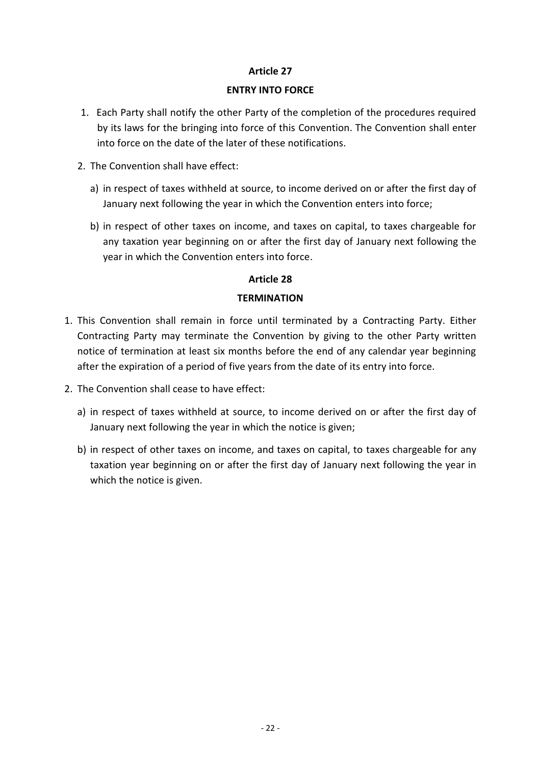## Article 27

## ENTRY INTO FORCE

1. Each Party shall notify the other Party of the completion of the procedures required by its laws for the bringing into force of this Convention. The Convention shall enter into force on the date of the later of these notifications.
2. The Convention shall have effect:
   a) in respect of taxes withheld at source, to income derived on or after the first day of January next following the year in which the Convention enters into force;
   b) in respect of other taxes on income, and taxes on capital, to taxes chargeable for any taxation year beginning on or after the first day of January next following the year in which the Convention enters into force.

## Article 28

## TERMINATION

1. This Convention shall remain in force until terminated by a Contracting Party. Either Contracting Party may terminate the Convention by giving to the other Party written notice of termination at least six months before the end of any calendar year beginning after the expiration of a period of five years from the date of its entry into force.
2. The Convention shall cease to have effect:
   a) in respect of taxes withheld at source, to income derived on or after the first day of January next following the year in which the notice is given;
   b) in respect of other taxes on income, and taxes on capital, to taxes chargeable for any taxation year beginning on or after the first day of January next following the year in which the notice is given.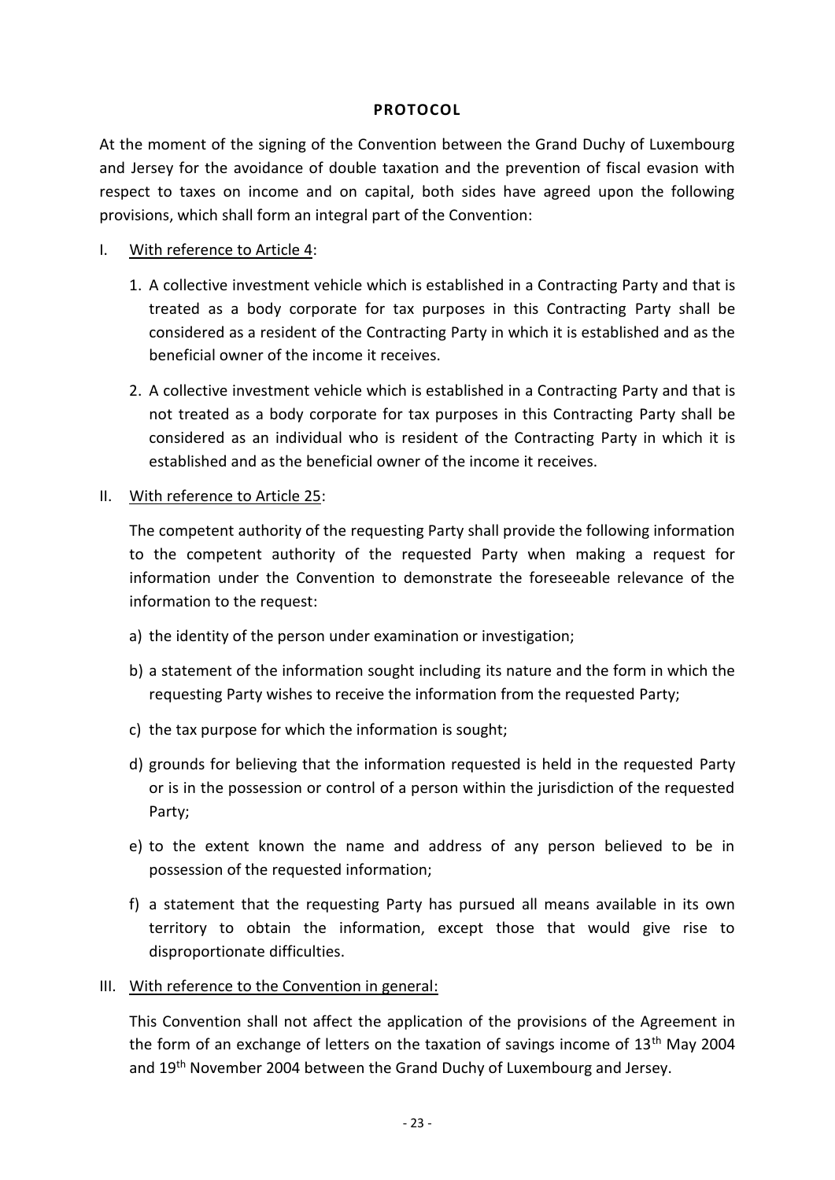# PROTOCOL

At the moment of the signing of the Convention between the Grand Duchy of Luxembourg and Jersey for the avoidance of double taxation and the prevention of fiscal evasion with respect to taxes on income and on capital, both sides have agreed upon the following provisions, which shall form an integral part of the Convention:

I. With reference to Article 4:

1. A collective investment vehicle which is established in a Contracting Party and that is treated as a body corporate for tax purposes in this Contracting Party shall be considered as a resident of the Contracting Party in which it is established and as the beneficial owner of the income it receives.

2. A collective investment vehicle which is established in a Contracting Party and that is not treated as a body corporate for tax purposes in this Contracting Party shall be considered as an individual who is resident of the Contracting Party in which it is established and as the beneficial owner of the income it receives.

II. With reference to Article 25:

The competent authority of the requesting Party shall provide the following information to the competent authority of the requested Party when making a request for information under the Convention to demonstrate the foreseeable relevance of the information to the request:

a) the identity of the person under examination or investigation;

b) a statement of the information sought including its nature and the form in which the requesting Party wishes to receive the information from the requested Party;

c) the tax purpose for which the information is sought;

d) grounds for believing that the information requested is held in the requested Party or is in the possession or control of a person within the jurisdiction of the requested Party;

e) to the extent known the name and address of any person believed to be in possession of the requested information;

f) a statement that the requesting Party has pursued all means available in its own territory to obtain the information, except those that would give rise to disproportionate difficulties.

III. With reference to the Convention in general:

This Convention shall not affect the application of the provisions of the Agreement in the form of an exchange of letters on the taxation of savings income of 13th May 2004 and 19th November 2004 between the Grand Duchy of Luxembourg and Jersey.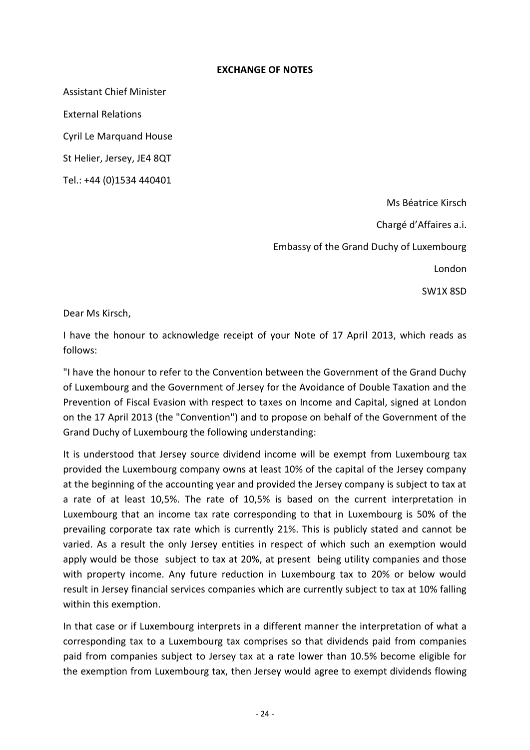**EXCHANGE OF NOTES**

Assistant Chief Minister

External Relations

Cyril Le Marquand House

St Helier, Jersey, JE4 8QT

Tel.: +44 (0)1534 440401

Ms Béatrice Kirsch

Chargé d'Affaires a.i.

Embassy of the Grand Duchy of Luxembourg

London

SW1X 8SD

Dear Ms Kirsch,

I have the honour to acknowledge receipt of your Note of 17 April 2013, which reads as follows:

"I have the honour to refer to the Convention between the Government of the Grand Duchy of Luxembourg and the Government of Jersey for the Avoidance of Double Taxation and the Prevention of Fiscal Evasion with respect to taxes on Income and Capital, signed at London on the 17 April 2013 (the "Convention") and to propose on behalf of the Government of the Grand Duchy of Luxembourg the following understanding:

It is understood that Jersey source dividend income will be exempt from Luxembourg tax provided the Luxembourg company owns at least 10% of the capital of the Jersey company at the beginning of the accounting year and provided the Jersey company is subject to tax at a rate of at least 10,5%. The rate of 10,5% is based on the current interpretation in Luxembourg that an income tax rate corresponding to that in Luxembourg is 50% of the prevailing corporate tax rate which is currently 21%. This is publicly stated and cannot be varied. As a result the only Jersey entities in respect of which such an exemption would apply would be those subject to tax at 20%, at present being utility companies and those with property income. Any future reduction in Luxembourg tax to 20% or below would result in Jersey financial services companies which are currently subject to tax at 10% falling within this exemption.

In that case or if Luxembourg interprets in a different manner the interpretation of what a corresponding tax to a Luxembourg tax comprises so that dividends paid from companies paid from companies subject to Jersey tax at a rate lower than 10.5% become eligible for the exemption from Luxembourg tax, then Jersey would agree to exempt dividends flowing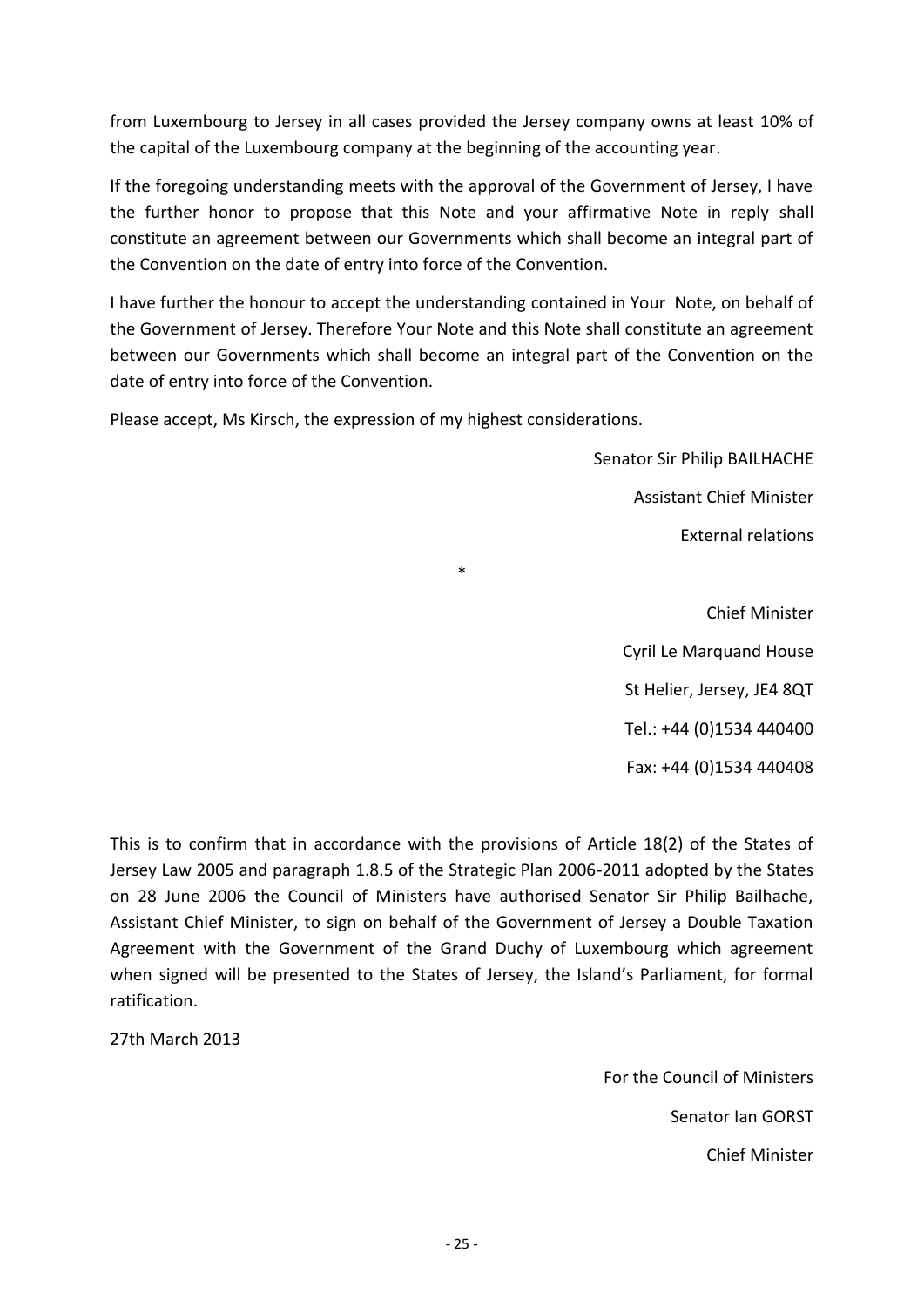from Luxembourg to Jersey in all cases provided the Jersey company owns at least 10% of the capital of the Luxembourg company at the beginning of the accounting year.

If the foregoing understanding meets with the approval of the Government of Jersey, I have the further honor to propose that this Note and your affirmative Note in reply shall constitute an agreement between our Governments which shall become an integral part of the Convention on the date of entry into force of the Convention.

I have further the honour to accept the understanding contained in Your Note, on behalf of the Government of Jersey. Therefore Your Note and this Note shall constitute an agreement between our Governments which shall become an integral part of the Convention on the date of entry into force of the Convention.

Please accept, Ms Kirsch, the expression of my highest considerations.

Senator Sir Philip BAILHACHE

Assistant Chief Minister

External relations

*

Chief Minister

Cyril Le Marquand House

St Helier, Jersey, JE4 8QT

Tel.: +44 (0)1534 440400

Fax: +44 (0)1534 440408

This is to confirm that in accordance with the provisions of Article 18(2) of the States of Jersey Law 2005 and paragraph 1.8.5 of the Strategic Plan 2006-2011 adopted by the States on 28 June 2006 the Council of Ministers have authorised Senator Sir Philip Bailhache, Assistant Chief Minister, to sign on behalf of the Government of Jersey a Double Taxation Agreement with the Government of the Grand Duchy of Luxembourg which agreement when signed will be presented to the States of Jersey, the Island's Parliament, for formal ratification.

27th March 2013

For the Council of Ministers

Senator Ian GORST

Chief Minister